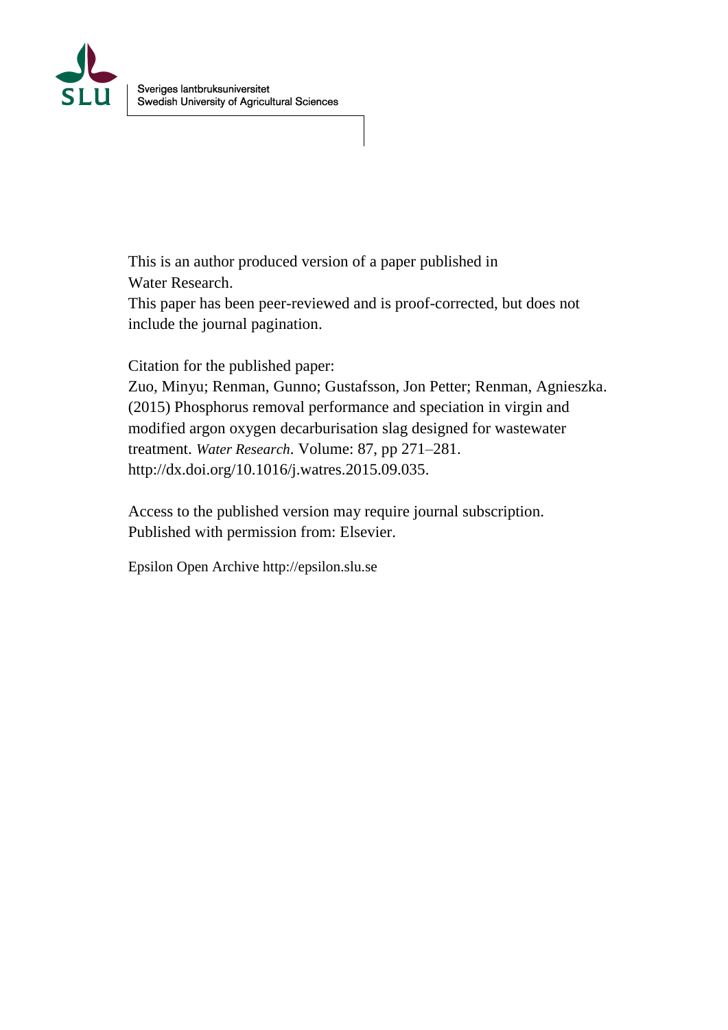Sveriges lantbruksuniversitet
Swedish University of Agricultural Sciences

This is an author produced version of a paper published in
Water Research.
This paper has been peer-reviewed and is proof-corrected, but does not include the journal pagination.

Citation for the published paper:
Zuo, Minyu; Renman, Gunno; Gustafsson, Jon Petter; Renman, Agnieszka. (2015) Phosphorus removal performance and speciation in virgin and modified argon oxygen decarburisation slag designed for wastewater treatment. *Water Research*. Volume: 87, pp 271–281.
http://dx.doi.org/10.1016/j.watres.2015.09.035.

Access to the published version may require journal subscription.
Published with permission from: Elsevier.

Epsilon Open Archive http://epsilon.slu.se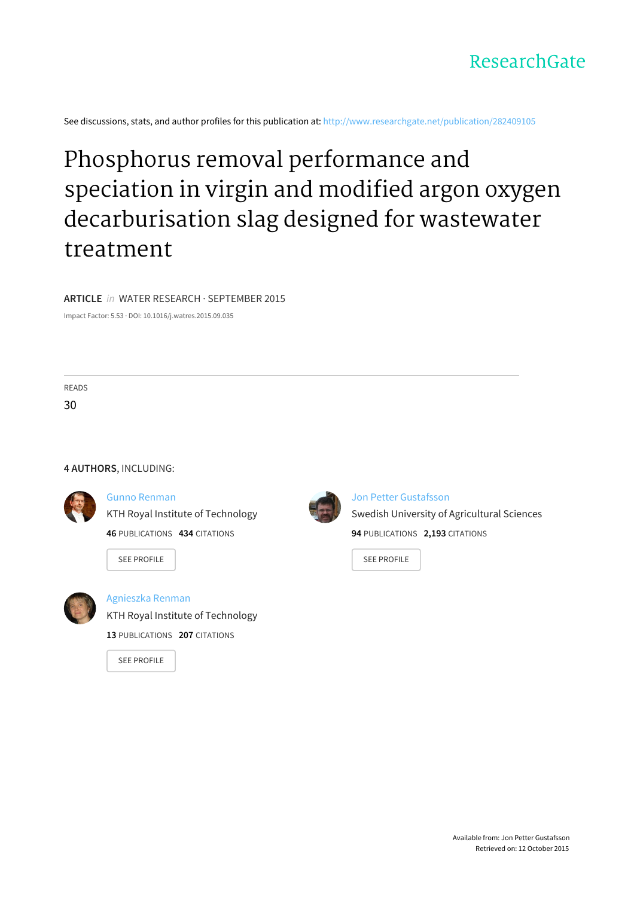ResearchGate

See discussions, stats, and author profiles for this publication at: http://www.researchgate.net/publication/282409105

# Phosphorus removal performance and speciation in virgin and modified argon oxygen decarburisation slag designed for wastewater treatment

**ARTICLE** *in* WATER RESEARCH · SEPTEMBER 2015

Impact Factor: 5.53 · DOI: 10.1016/j.watres.2015.09.035

READS

30

**4 AUTHORS**, INCLUDING:

Gunno Renman
KTH Royal Institute of Technology
**46** PUBLICATIONS **434** CITATIONS

SEE PROFILE

Jon Petter Gustafsson
Swedish University of Agricultural Sciences
**94** PUBLICATIONS **2,193** CITATIONS

SEE PROFILE

Agnieszka Renman
KTH Royal Institute of Technology
**13** PUBLICATIONS **207** CITATIONS

SEE PROFILE

Available from: Jon Petter Gustafsson
Retrieved on: 12 October 2015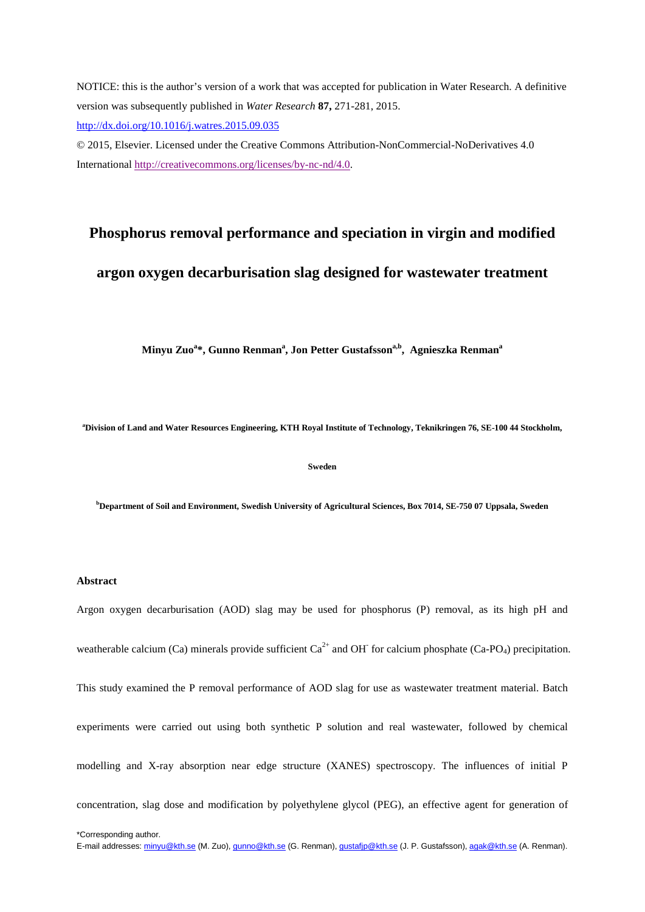NOTICE: this is the author's version of a work that was accepted for publication in Water Research. A definitive version was subsequently published in *Water Research* **87,** 271-281, 2015.
http://dx.doi.org/10.1016/j.watres.2015.09.035

© 2015, Elsevier. Licensed under the Creative Commons Attribution-NonCommercial-NoDerivatives 4.0 International http://creativecommons.org/licenses/by-nc-nd/4.0.

# Phosphorus removal performance and speciation in virgin and modified argon oxygen decarburisation slag designed for wastewater treatment

**Minyu Zuo[a]\*, Gunno Renman[a], Jon Petter Gustafsson[a,b], Agnieszka Renman[a]**

[a]**Division of Land and Water Resources Engineering, KTH Royal Institute of Technology, Teknikringen 76, SE-100 44 Stockholm, Sweden**

[b]**Department of Soil and Environment, Swedish University of Agricultural Sciences, Box 7014, SE-750 07 Uppsala, Sweden**

### Abstract

Argon oxygen decarburisation (AOD) slag may be used for phosphorus (P) removal, as its high pH and weatherable calcium (Ca) minerals provide sufficient $Ca^{2+}$ and $OH^-$ for calcium phosphate ($Ca\text{-}PO_4$) precipitation. This study examined the P removal performance of AOD slag for use as wastewater treatment material. Batch experiments were carried out using both synthetic P solution and real wastewater, followed by chemical modelling and X-ray absorption near edge structure (XANES) spectroscopy. The influences of initial P concentration, slag dose and modification by polyethylene glycol (PEG), an effective agent for generation of

\*Corresponding author.
E-mail addresses: minyu@kth.se (M. Zuo), gunno@kth.se (G. Renman), gustafjp@kth.se (J. P. Gustafsson), agak@kth.se (A. Renman).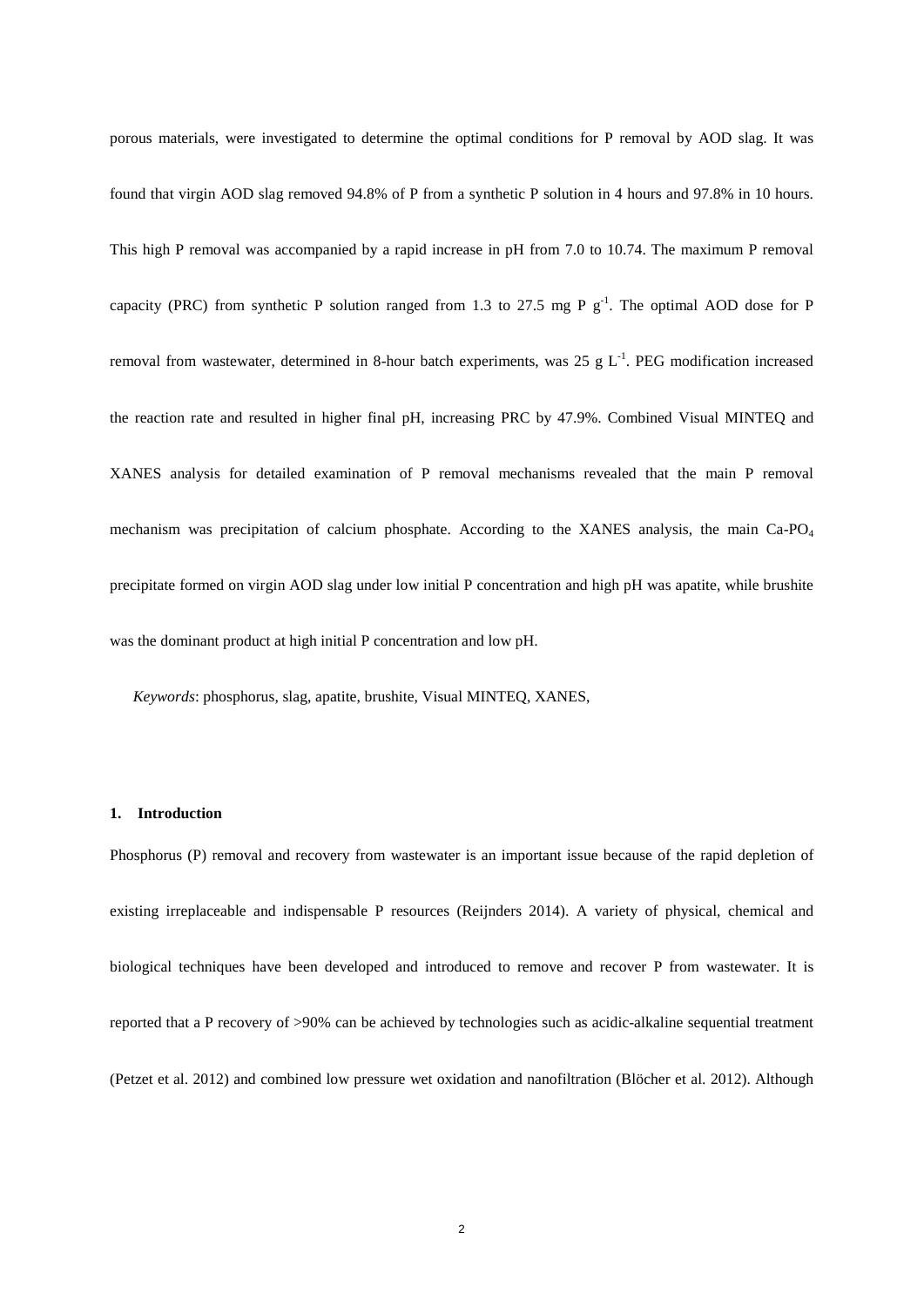porous materials, were investigated to determine the optimal conditions for P removal by AOD slag. It was found that virgin AOD slag removed 94.8% of P from a synthetic P solution in 4 hours and 97.8% in 10 hours. This high P removal was accompanied by a rapid increase in pH from 7.0 to 10.74. The maximum P removal capacity (PRC) from synthetic P solution ranged from 1.3 to 27.5 mg P $g^{-1}$. The optimal AOD dose for P removal from wastewater, determined in 8-hour batch experiments, was 25 g $L^{-1}$. PEG modification increased the reaction rate and resulted in higher final pH, increasing PRC by 47.9%. Combined Visual MINTEQ and XANES analysis for detailed examination of P removal mechanisms revealed that the main P removal mechanism was precipitation of calcium phosphate. According to the XANES analysis, the main Ca-$PO_4$ precipitate formed on virgin AOD slag under low initial P concentration and high pH was apatite, while brushite was the dominant product at high initial P concentration and low pH.

*Keywords*: phosphorus, slag, apatite, brushite, Visual MINTEQ, XANES,

## 1. Introduction

Phosphorus (P) removal and recovery from wastewater is an important issue because of the rapid depletion of existing irreplaceable and indispensable P resources (Reijnders 2014). A variety of physical, chemical and biological techniques have been developed and introduced to remove and recover P from wastewater. It is reported that a P recovery of >90% can be achieved by technologies such as acidic-alkaline sequential treatment (Petzet et al. 2012) and combined low pressure wet oxidation and nanofiltration (Blöcher et al. 2012). Although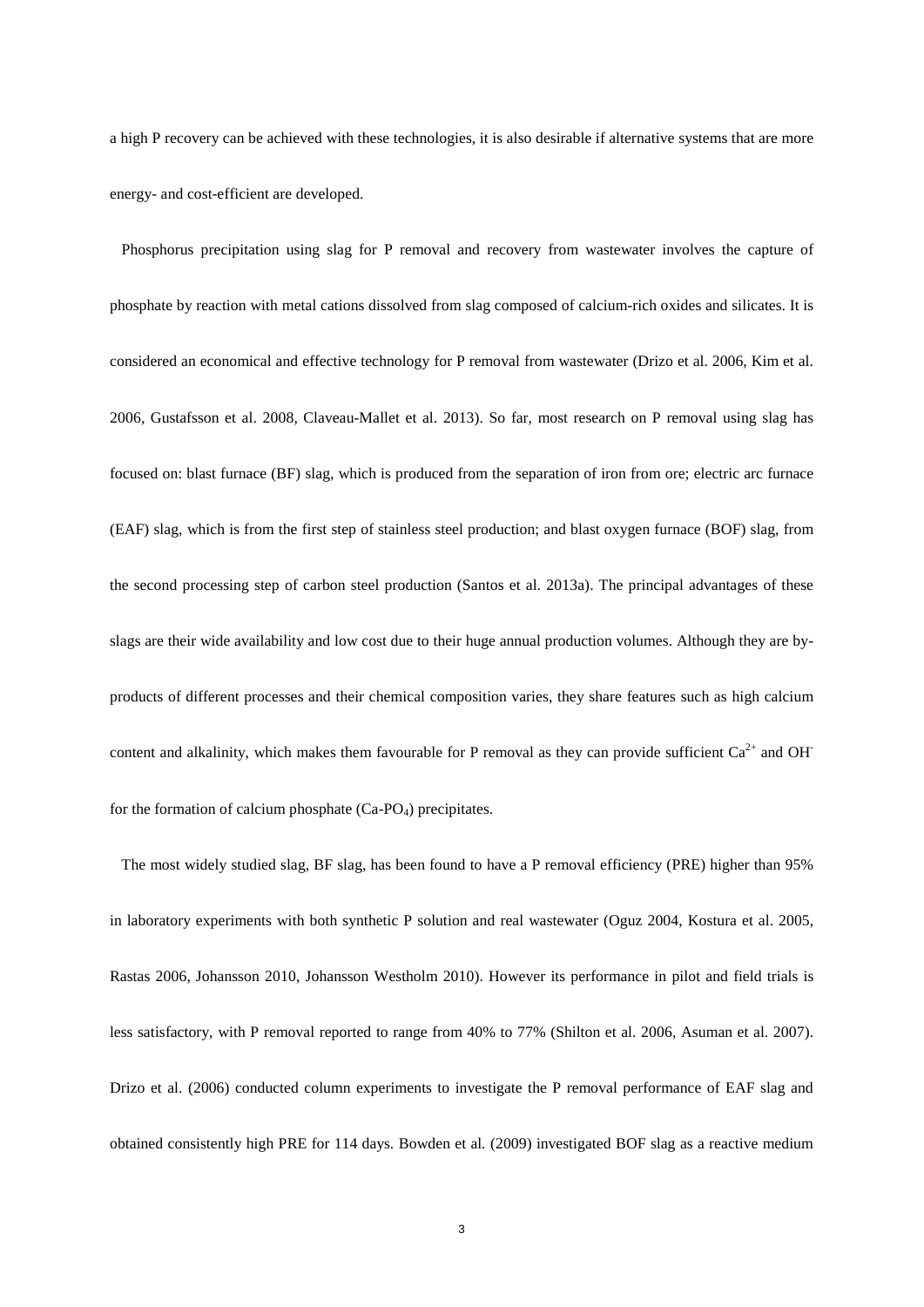a high P recovery can be achieved with these technologies, it is also desirable if alternative systems that are more energy- and cost-efficient are developed.

Phosphorus precipitation using slag for P removal and recovery from wastewater involves the capture of phosphate by reaction with metal cations dissolved from slag composed of calcium-rich oxides and silicates. It is considered an economical and effective technology for P removal from wastewater (Drizo et al. 2006, Kim et al. 2006, Gustafsson et al. 2008, Claveau-Mallet et al. 2013). So far, most research on P removal using slag has focused on: blast furnace (BF) slag, which is produced from the separation of iron from ore; electric arc furnace (EAF) slag, which is from the first step of stainless steel production; and blast oxygen furnace (BOF) slag, from the second processing step of carbon steel production (Santos et al. 2013a). The principal advantages of these slags are their wide availability and low cost due to their huge annual production volumes. Although they are by-products of different processes and their chemical composition varies, they share features such as high calcium content and alkalinity, which makes them favourable for P removal as they can provide sufficient $Ca^{2+}$ and $OH^-$ for the formation of calcium phosphate ($Ca$-$PO_4$) precipitates.

The most widely studied slag, BF slag, has been found to have a P removal efficiency (PRE) higher than 95% in laboratory experiments with both synthetic P solution and real wastewater (Oguz 2004, Kostura et al. 2005, Rastas 2006, Johansson 2010, Johansson Westholm 2010). However its performance in pilot and field trials is less satisfactory, with P removal reported to range from 40% to 77% (Shilton et al. 2006, Asuman et al. 2007). Drizo et al. (2006) conducted column experiments to investigate the P removal performance of EAF slag and obtained consistently high PRE for 114 days. Bowden et al. (2009) investigated BOF slag as a reactive medium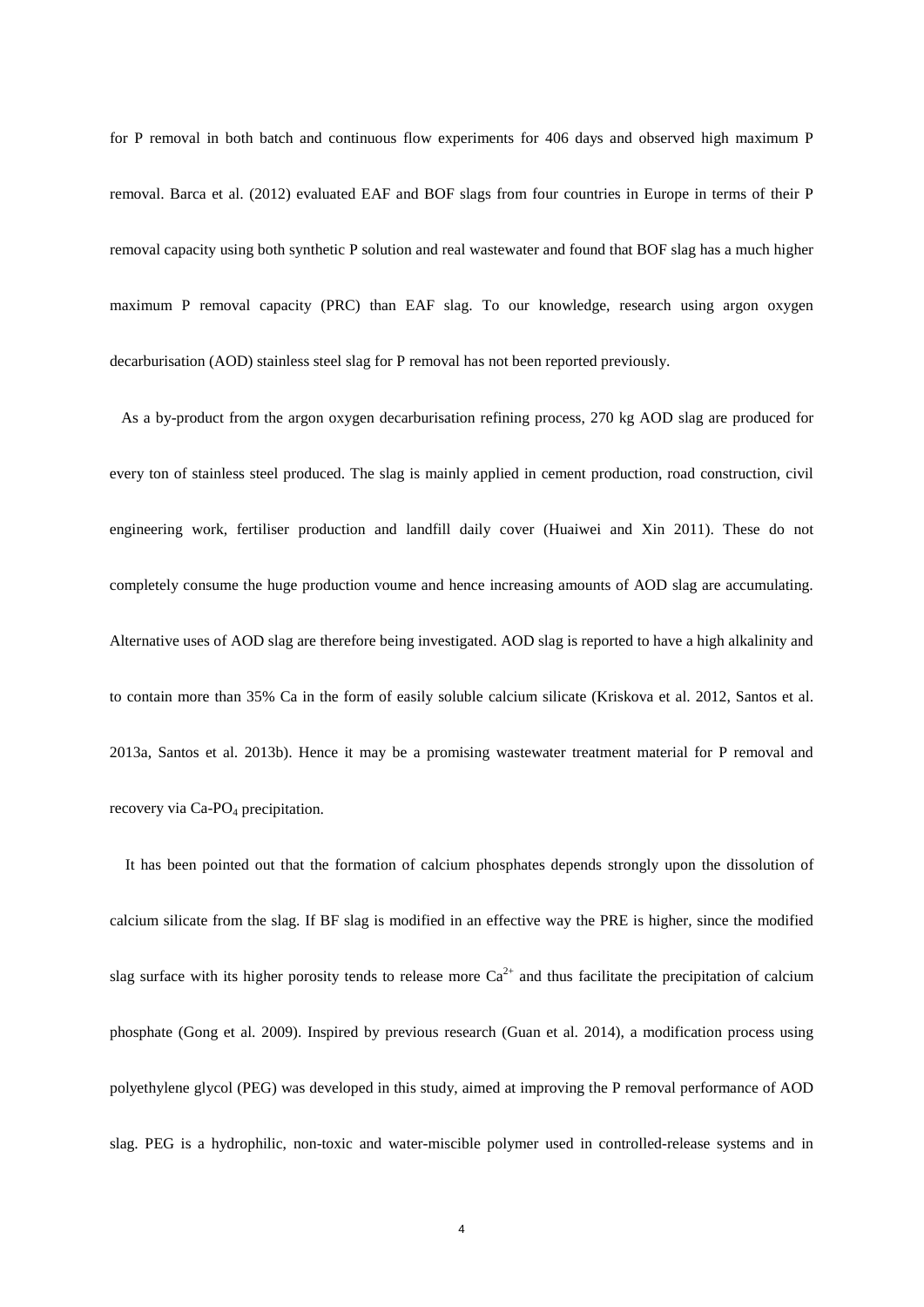for P removal in both batch and continuous flow experiments for 406 days and observed high maximum P removal. Barca et al. (2012) evaluated EAF and BOF slags from four countries in Europe in terms of their P removal capacity using both synthetic P solution and real wastewater and found that BOF slag has a much higher maximum P removal capacity (PRC) than EAF slag. To our knowledge, research using argon oxygen decarburisation (AOD) stainless steel slag for P removal has not been reported previously.

As a by-product from the argon oxygen decarburisation refining process, 270 kg AOD slag are produced for every ton of stainless steel produced. The slag is mainly applied in cement production, road construction, civil engineering work, fertiliser production and landfill daily cover (Huaiwei and Xin 2011). These do not completely consume the huge production voume and hence increasing amounts of AOD slag are accumulating. Alternative uses of AOD slag are therefore being investigated. AOD slag is reported to have a high alkalinity and to contain more than 35% Ca in the form of easily soluble calcium silicate (Kriskova et al. 2012, Santos et al. 2013a, Santos et al. 2013b). Hence it may be a promising wastewater treatment material for P removal and recovery via Ca-$PO_4$ precipitation.

It has been pointed out that the formation of calcium phosphates depends strongly upon the dissolution of calcium silicate from the slag. If BF slag is modified in an effective way the PRE is higher, since the modified slag surface with its higher porosity tends to release more $Ca^{2+}$ and thus facilitate the precipitation of calcium phosphate (Gong et al. 2009). Inspired by previous research (Guan et al. 2014), a modification process using polyethylene glycol (PEG) was developed in this study, aimed at improving the P removal performance of AOD slag. PEG is a hydrophilic, non-toxic and water-miscible polymer used in controlled-release systems and in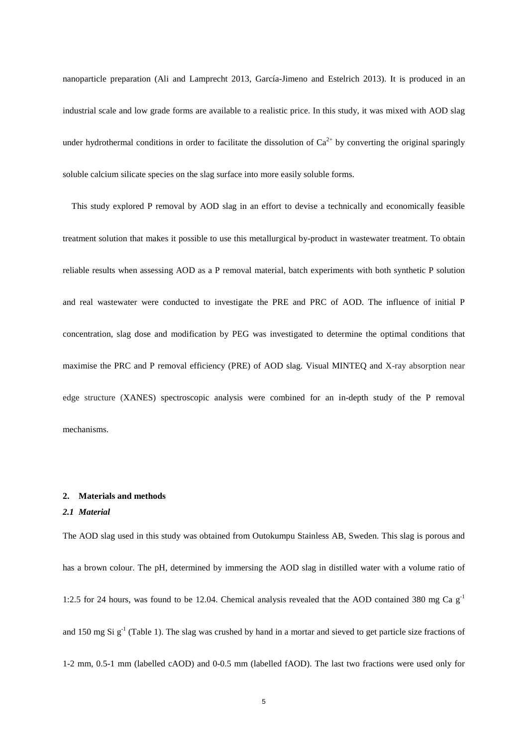nanoparticle preparation (Ali and Lamprecht 2013, García-Jimeno and Estelrich 2013). It is produced in an industrial scale and low grade forms are available to a realistic price. In this study, it was mixed with AOD slag under hydrothermal conditions in order to facilitate the dissolution of $Ca^{2+}$ by converting the original sparingly soluble calcium silicate species on the slag surface into more easily soluble forms.

This study explored P removal by AOD slag in an effort to devise a technically and economically feasible treatment solution that makes it possible to use this metallurgical by-product in wastewater treatment. To obtain reliable results when assessing AOD as a P removal material, batch experiments with both synthetic P solution and real wastewater were conducted to investigate the PRE and PRC of AOD. The influence of initial P concentration, slag dose and modification by PEG was investigated to determine the optimal conditions that maximise the PRC and P removal efficiency (PRE) of AOD slag. Visual MINTEQ and X-ray absorption near edge structure (XANES) spectroscopic analysis were combined for an in-depth study of the P removal mechanisms.

## 2. Materials and methods

### *2.1 Material*

The AOD slag used in this study was obtained from Outokumpu Stainless AB, Sweden. This slag is porous and has a brown colour. The pH, determined by immersing the AOD slag in distilled water with a volume ratio of 1:2.5 for 24 hours, was found to be 12.04. Chemical analysis revealed that the AOD contained 380 mg Ca $g^{-1}$ and 150 mg Si $g^{-1}$ (Table 1). The slag was crushed by hand in a mortar and sieved to get particle size fractions of 1-2 mm, 0.5-1 mm (labelled cAOD) and 0-0.5 mm (labelled fAOD). The last two fractions were used only for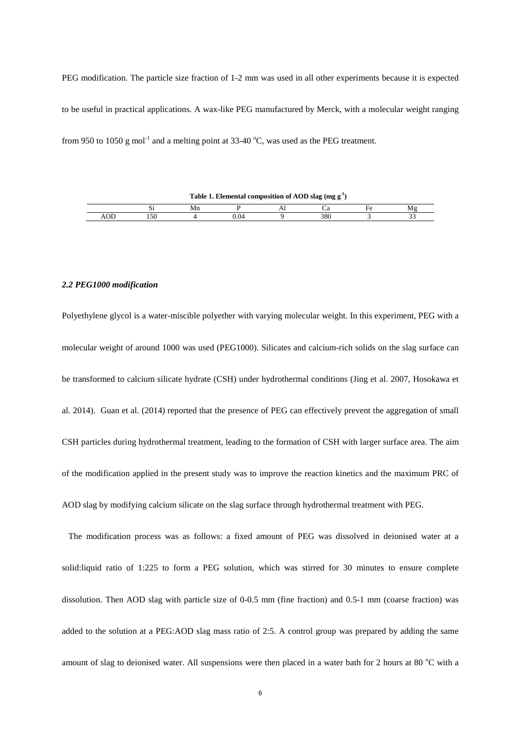PEG modification. The particle size fraction of 1-2 mm was used in all other experiments because it is expected to be useful in practical applications. A wax-like PEG manufactured by Merck, with a molecular weight ranging from 950 to 1050 g $mol^{-1}$ and a melting point at 33-40 $^oC$, was used as the PEG treatment.

**Table 1. Elemental composition of AOD slag (mg $g^{-1}$)**

| | Si | Mn | P | Al | Ca | Fe | Mg |
|---|---|---|---|---|---|---|---|
| AOD | 150 | 4 | 0.04 | 9 | 380 | 3 | 33 |

### *2.2 PEG1000 modification*

Polyethylene glycol is a water-miscible polyether with varying molecular weight. In this experiment, PEG with a molecular weight of around 1000 was used (PEG1000). Silicates and calcium-rich solids on the slag surface can be transformed to calcium silicate hydrate (CSH) under hydrothermal conditions (Jing et al. 2007, Hosokawa et al. 2014). Guan et al. (2014) reported that the presence of PEG can effectively prevent the aggregation of small CSH particles during hydrothermal treatment, leading to the formation of CSH with larger surface area. The aim of the modification applied in the present study was to improve the reaction kinetics and the maximum PRC of AOD slag by modifying calcium silicate on the slag surface through hydrothermal treatment with PEG.

The modification process was as follows: a fixed amount of PEG was dissolved in deionised water at a solid:liquid ratio of 1:225 to form a PEG solution, which was stirred for 30 minutes to ensure complete dissolution. Then AOD slag with particle size of 0-0.5 mm (fine fraction) and 0.5-1 mm (coarse fraction) was added to the solution at a PEG:AOD slag mass ratio of 2:5. A control group was prepared by adding the same amount of slag to deionised water. All suspensions were then placed in a water bath for 2 hours at 80 $^oC$ with a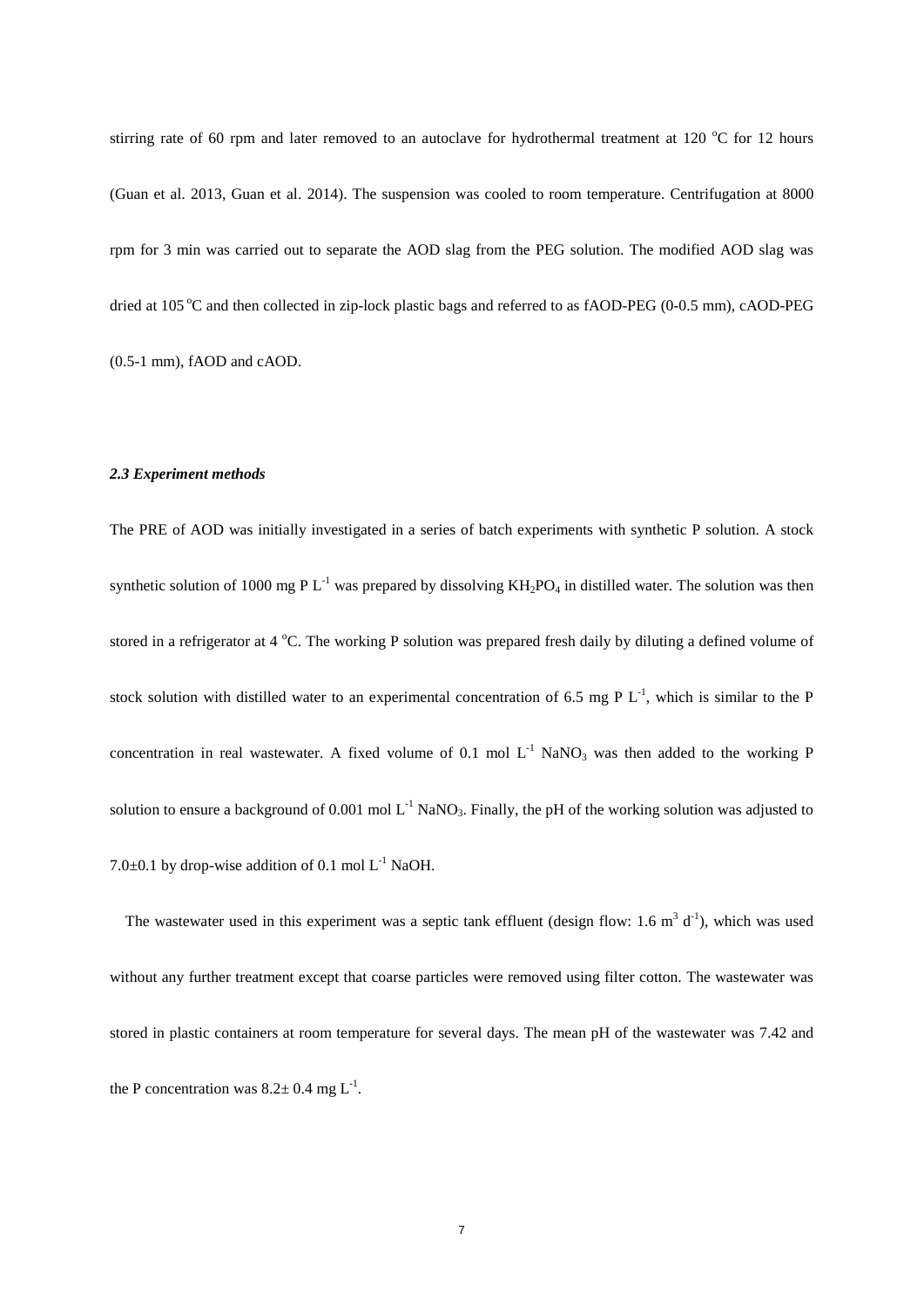stirring rate of 60 rpm and later removed to an autoclave for hydrothermal treatment at 120 $^{o}C$ for 12 hours (Guan et al. 2013, Guan et al. 2014). The suspension was cooled to room temperature. Centrifugation at 8000 rpm for 3 min was carried out to separate the AOD slag from the PEG solution. The modified AOD slag was dried at 105 $^{o}C$ and then collected in zip-lock plastic bags and referred to as fAOD-PEG (0-0.5 mm), cAOD-PEG (0.5-1 mm), fAOD and cAOD.

### *2.3 Experiment methods*

The PRE of AOD was initially investigated in a series of batch experiments with synthetic P solution. A stock synthetic solution of 1000 mg P $L^{-1}$ was prepared by dissolving $KH_2PO_4$ in distilled water. The solution was then stored in a refrigerator at 4 $^{o}C$. The working P solution was prepared fresh daily by diluting a defined volume of stock solution with distilled water to an experimental concentration of 6.5 mg P $L^{-1}$, which is similar to the P concentration in real wastewater. A fixed volume of 0.1 mol $L^{-1}$ $NaNO_3$ was then added to the working P solution to ensure a background of 0.001 mol $L^{-1}$ $NaNO_3$. Finally, the pH of the working solution was adjusted to 7.0±0.1 by drop-wise addition of 0.1 mol $L^{-1}$ NaOH.

The wastewater used in this experiment was a septic tank effluent (design flow: 1.6 $m^3$ $d^{-1}$), which was used without any further treatment except that coarse particles were removed using filter cotton. The wastewater was stored in plastic containers at room temperature for several days. The mean pH of the wastewater was 7.42 and the P concentration was 8.2± 0.4 mg $L^{-1}$.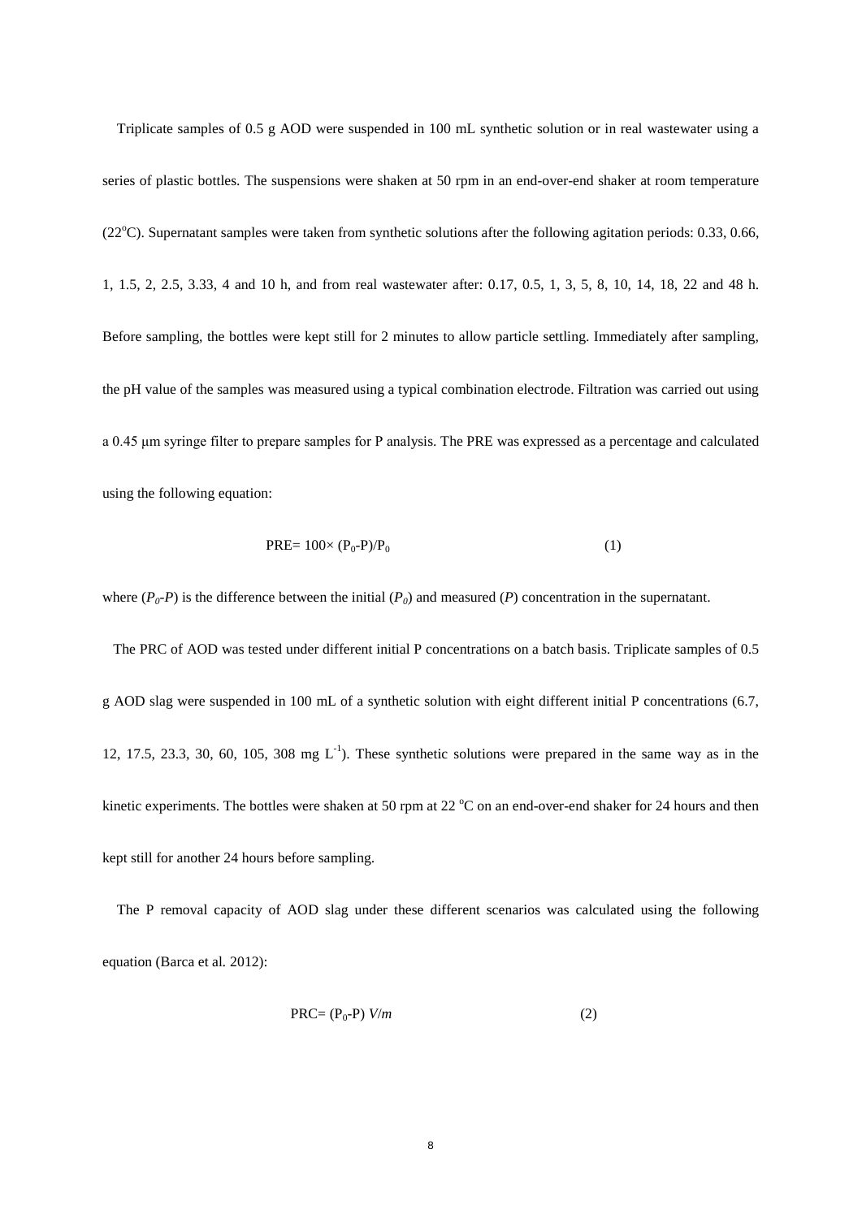Triplicate samples of 0.5 g AOD were suspended in 100 mL synthetic solution or in real wastewater using a series of plastic bottles. The suspensions were shaken at 50 rpm in an end-over-end shaker at room temperature (22$^{o}$C). Supernatant samples were taken from synthetic solutions after the following agitation periods: 0.33, 0.66, 1, 1.5, 2, 2.5, 3.33, 4 and 10 h, and from real wastewater after: 0.17, 0.5, 1, 3, 5, 8, 10, 14, 18, 22 and 48 h. Before sampling, the bottles were kept still for 2 minutes to allow particle settling. Immediately after sampling, the pH value of the samples was measured using a typical combination electrode. Filtration was carried out using a 0.45 μm syringe filter to prepare samples for P analysis. The PRE was expressed as a percentage and calculated using the following equation:

$$\text{PRE} = 100 \times (P_0 - P)/P_0 \qquad (1)$$

where ($P_0$-$P$) is the difference between the initial ($P_0$) and measured ($P$) concentration in the supernatant.

The PRC of AOD was tested under different initial P concentrations on a batch basis. Triplicate samples of 0.5 g AOD slag were suspended in 100 mL of a synthetic solution with eight different initial P concentrations (6.7, 12, 17.5, 23.3, 30, 60, 105, 308 mg $L^{-1}$). These synthetic solutions were prepared in the same way as in the kinetic experiments. The bottles were shaken at 50 rpm at 22 $^{o}$C on an end-over-end shaker for 24 hours and then kept still for another 24 hours before sampling.

The P removal capacity of AOD slag under these different scenarios was calculated using the following equation (Barca et al. 2012):

$$\text{PRC} = (P_0 - P)\, V/m \qquad (2)$$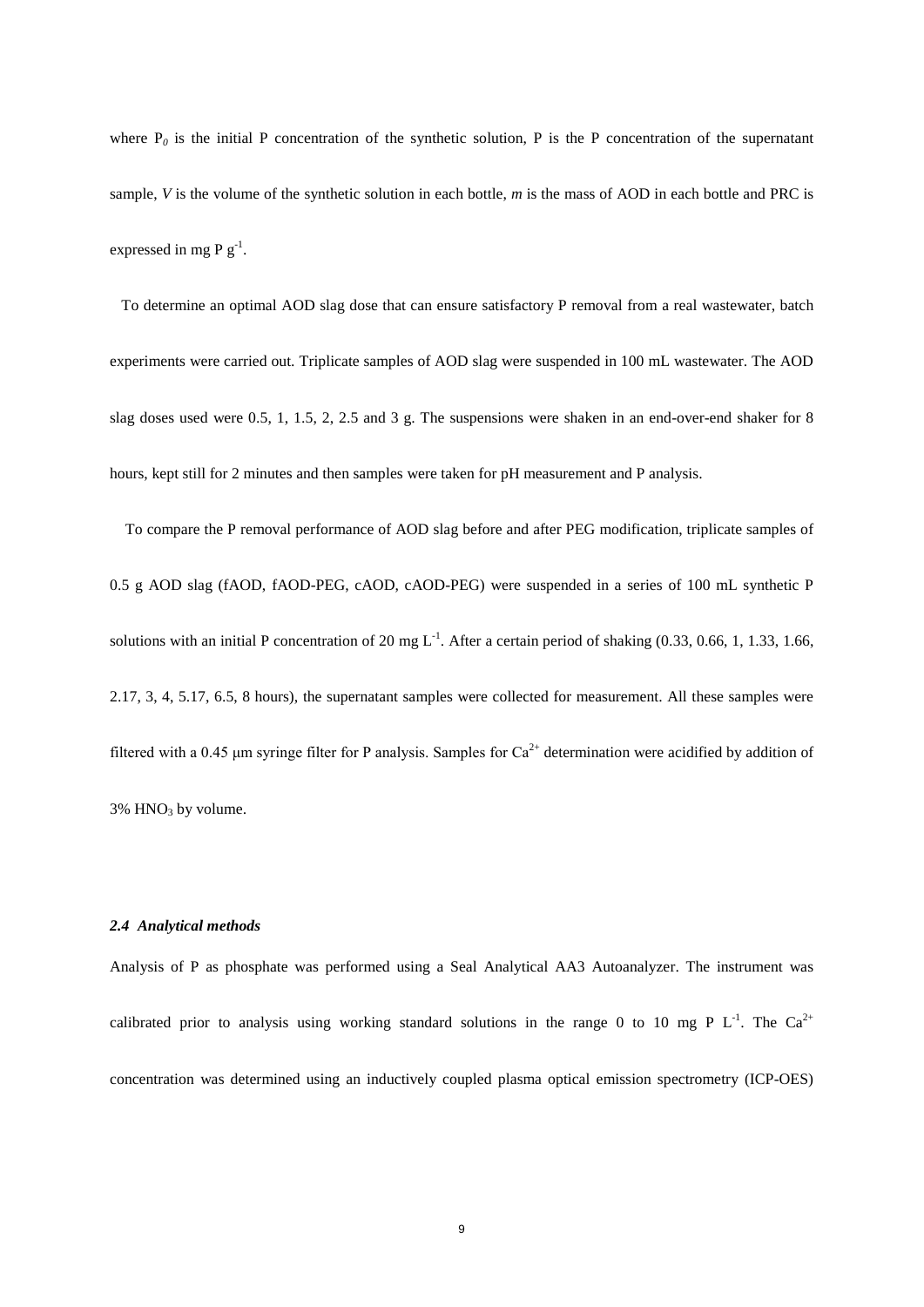where $P_0$ is the initial P concentration of the synthetic solution, P is the P concentration of the supernatant sample, $V$ is the volume of the synthetic solution in each bottle, $m$ is the mass of AOD in each bottle and PRC is expressed in mg P $g^{-1}$.

To determine an optimal AOD slag dose that can ensure satisfactory P removal from a real wastewater, batch experiments were carried out. Triplicate samples of AOD slag were suspended in 100 mL wastewater. The AOD slag doses used were 0.5, 1, 1.5, 2, 2.5 and 3 g. The suspensions were shaken in an end-over-end shaker for 8 hours, kept still for 2 minutes and then samples were taken for pH measurement and P analysis.

To compare the P removal performance of AOD slag before and after PEG modification, triplicate samples of 0.5 g AOD slag (fAOD, fAOD-PEG, cAOD, cAOD-PEG) were suspended in a series of 100 mL synthetic P solutions with an initial P concentration of 20 mg $L^{-1}$. After a certain period of shaking (0.33, 0.66, 1, 1.33, 1.66, 2.17, 3, 4, 5.17, 6.5, 8 hours), the supernatant samples were collected for measurement. All these samples were filtered with a 0.45 μm syringe filter for P analysis. Samples for $Ca^{2+}$ determination were acidified by addition of 3% $HNO_3$ by volume.

### *2.4 Analytical methods*

Analysis of P as phosphate was performed using a Seal Analytical AA3 Autoanalyzer. The instrument was calibrated prior to analysis using working standard solutions in the range 0 to 10 mg P $L^{-1}$. The $Ca^{2+}$ concentration was determined using an inductively coupled plasma optical emission spectrometry (ICP-OES)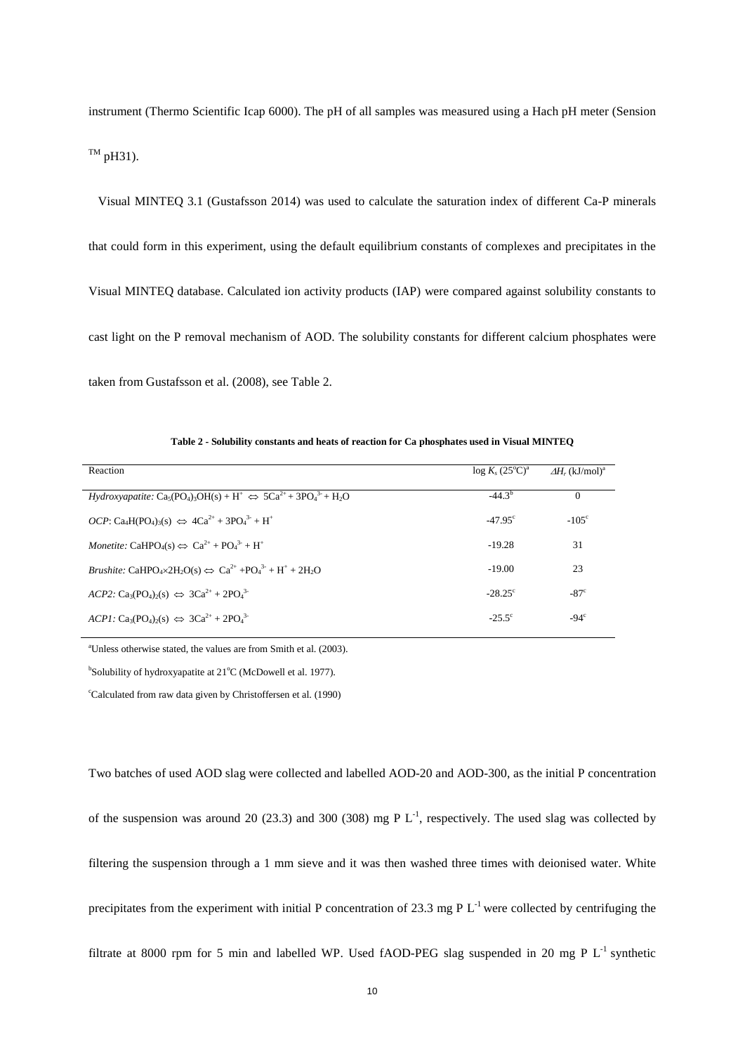instrument (Thermo Scientific Icap 6000). The pH of all samples was measured using a Hach pH meter (Sension $^{TM}$ pH31).

Visual MINTEQ 3.1 (Gustafsson 2014) was used to calculate the saturation index of different Ca-P minerals that could form in this experiment, using the default equilibrium constants of complexes and precipitates in the Visual MINTEQ database. Calculated ion activity products (IAP) were compared against solubility constants to cast light on the P removal mechanism of AOD. The solubility constants for different calcium phosphates were taken from Gustafsson et al. (2008), see Table 2.

**Table 2 - Solubility constants and heats of reaction for Ca phosphates used in Visual MINTEQ**

| Reaction | $\log K_s$ (25°C)[a] | $\Delta H_r$ (kJ/mol)[a] |
|---|---|---|
| *Hydroxyapatite:* $Ca_5(PO_4)_3OH(s) + H^+ \Leftrightarrow 5Ca^{2+} + 3PO_4^{3-} + H_2O$ | -44.3[b] | 0 |
| *OCP*: $Ca_4H(PO_4)_3(s) \Leftrightarrow 4Ca^{2+} + 3PO_4^{3-} + H^+$ | -47.95[c] | -105[c] |
| *Monetite:* $CaHPO_4(s) \Leftrightarrow Ca^{2+} + PO_4^{3-} + H^+$ | -19.28 | 31 |
| *Brushite:* $CaHPO_4{\times}2H_2O(s) \Leftrightarrow Ca^{2+} + PO_4^{3-} + H^+ + 2H_2O$ | -19.00 | 23 |
| *ACP2:* $Ca_3(PO_4)_2(s) \Leftrightarrow 3Ca^{2+} + 2PO_4^{3-}$ | -28.25[c] | -87[c] |
| *ACP1:* $Ca_3(PO_4)_2(s) \Leftrightarrow 3Ca^{2+} + 2PO_4^{3-}$ | -25.5[c] | -94[c] |

[a]Unless otherwise stated, the values are from Smith et al. (2003).

[b]Solubility of hydroxyapatite at 21°C (McDowell et al. 1977).

[c]Calculated from raw data given by Christoffersen et al. (1990)

Two batches of used AOD slag were collected and labelled AOD-20 and AOD-300, as the initial P concentration of the suspension was around 20 (23.3) and 300 (308) mg P $L^{-1}$, respectively. The used slag was collected by filtering the suspension through a 1 mm sieve and it was then washed three times with deionised water. White precipitates from the experiment with initial P concentration of 23.3 mg P $L^{-1}$ were collected by centrifuging the filtrate at 8000 rpm for 5 min and labelled WP. Used fAOD-PEG slag suspended in 20 mg P $L^{-1}$ synthetic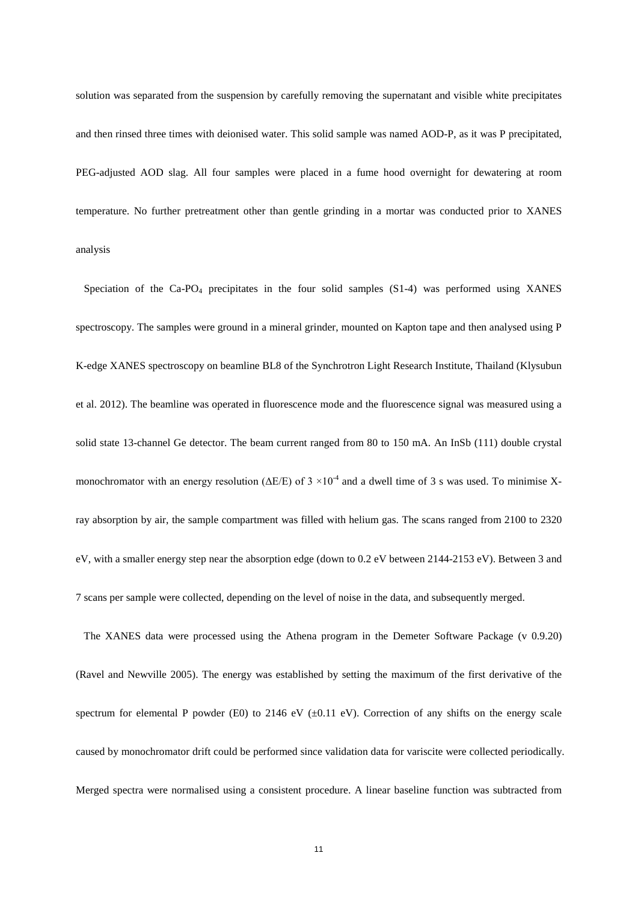solution was separated from the suspension by carefully removing the supernatant and visible white precipitates and then rinsed three times with deionised water. This solid sample was named AOD-P, as it was P precipitated, PEG-adjusted AOD slag. All four samples were placed in a fume hood overnight for dewatering at room temperature. No further pretreatment other than gentle grinding in a mortar was conducted prior to XANES analysis

Speciation of the Ca-$PO_4$ precipitates in the four solid samples (S1-4) was performed using XANES spectroscopy. The samples were ground in a mineral grinder, mounted on Kapton tape and then analysed using P K-edge XANES spectroscopy on beamline BL8 of the Synchrotron Light Research Institute, Thailand (Klysubun et al. 2012). The beamline was operated in fluorescence mode and the fluorescence signal was measured using a solid state 13-channel Ge detector. The beam current ranged from 80 to 150 mA. An InSb (111) double crystal monochromator with an energy resolution ($\Delta E/E$) of $3 \times 10^{-4}$ and a dwell time of 3 s was used. To minimise X-ray absorption by air, the sample compartment was filled with helium gas. The scans ranged from 2100 to 2320 eV, with a smaller energy step near the absorption edge (down to 0.2 eV between 2144-2153 eV). Between 3 and 7 scans per sample were collected, depending on the level of noise in the data, and subsequently merged.

The XANES data were processed using the Athena program in the Demeter Software Package (v 0.9.20) (Ravel and Newville 2005). The energy was established by setting the maximum of the first derivative of the spectrum for elemental P powder (E0) to 2146 eV ($\pm$0.11 eV). Correction of any shifts on the energy scale caused by monochromator drift could be performed since validation data for variscite were collected periodically. Merged spectra were normalised using a consistent procedure. A linear baseline function was subtracted from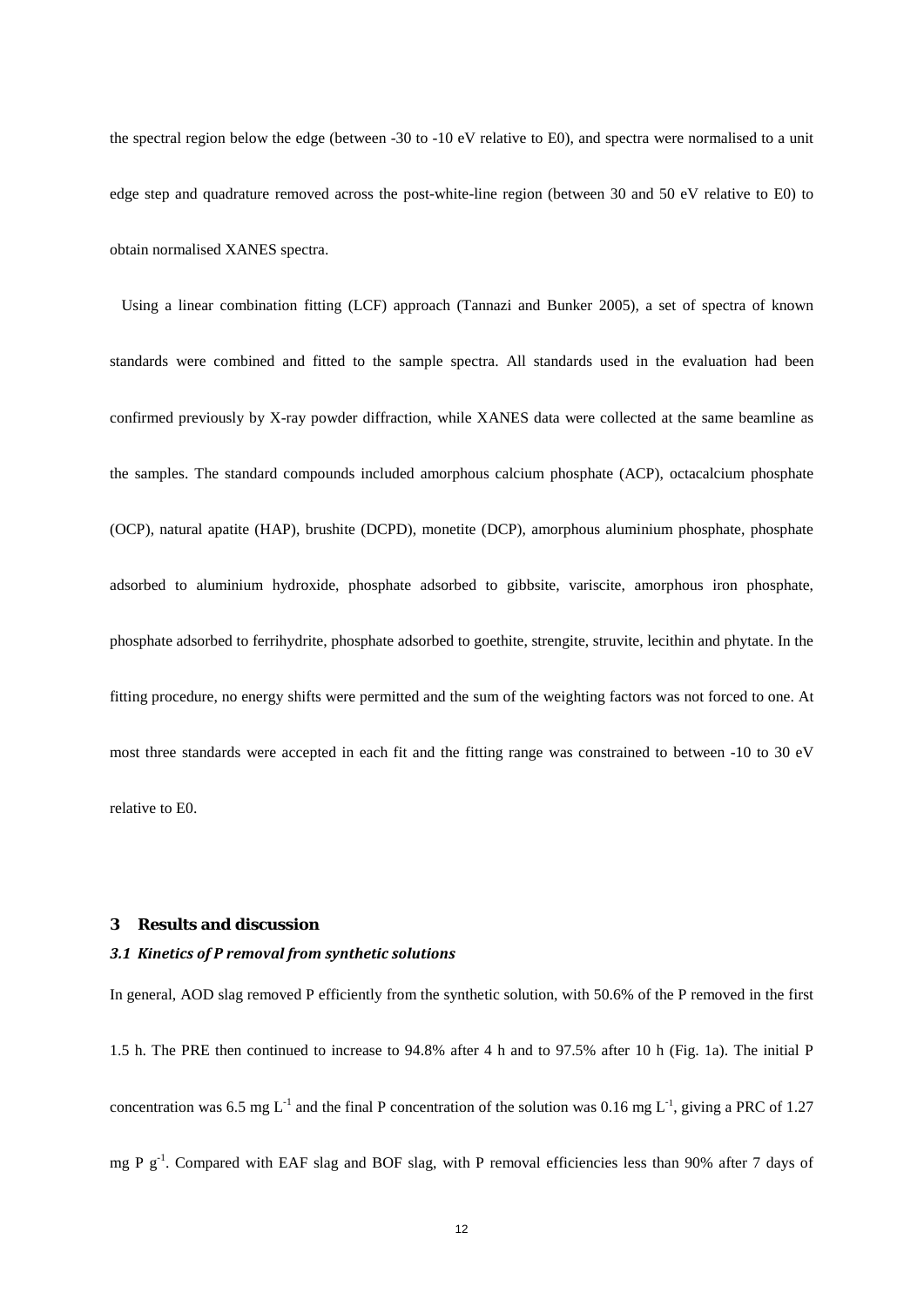the spectral region below the edge (between -30 to -10 eV relative to E0), and spectra were normalised to a unit edge step and quadrature removed across the post-white-line region (between 30 and 50 eV relative to E0) to obtain normalised XANES spectra.

Using a linear combination fitting (LCF) approach (Tannazi and Bunker 2005), a set of spectra of known standards were combined and fitted to the sample spectra. All standards used in the evaluation had been confirmed previously by X-ray powder diffraction, while XANES data were collected at the same beamline as the samples. The standard compounds included amorphous calcium phosphate (ACP), octacalcium phosphate (OCP), natural apatite (HAP), brushite (DCPD), monetite (DCP), amorphous aluminium phosphate, phosphate adsorbed to aluminium hydroxide, phosphate adsorbed to gibbsite, variscite, amorphous iron phosphate, phosphate adsorbed to ferrihydrite, phosphate adsorbed to goethite, strengite, struvite, lecithin and phytate. In the fitting procedure, no energy shifts were permitted and the sum of the weighting factors was not forced to one. At most three standards were accepted in each fit and the fitting range was constrained to between -10 to 30 eV relative to E0.

## 3 Results and discussion

### *3.1 Kinetics of P removal from synthetic solutions*

In general, AOD slag removed P efficiently from the synthetic solution, with 50.6% of the P removed in the first 1.5 h. The PRE then continued to increase to 94.8% after 4 h and to 97.5% after 10 h (Fig. 1a). The initial P concentration was 6.5 mg $L^{-1}$ and the final P concentration of the solution was 0.16 mg $L^{-1}$, giving a PRC of 1.27 mg P $g^{-1}$. Compared with EAF slag and BOF slag, with P removal efficiencies less than 90% after 7 days of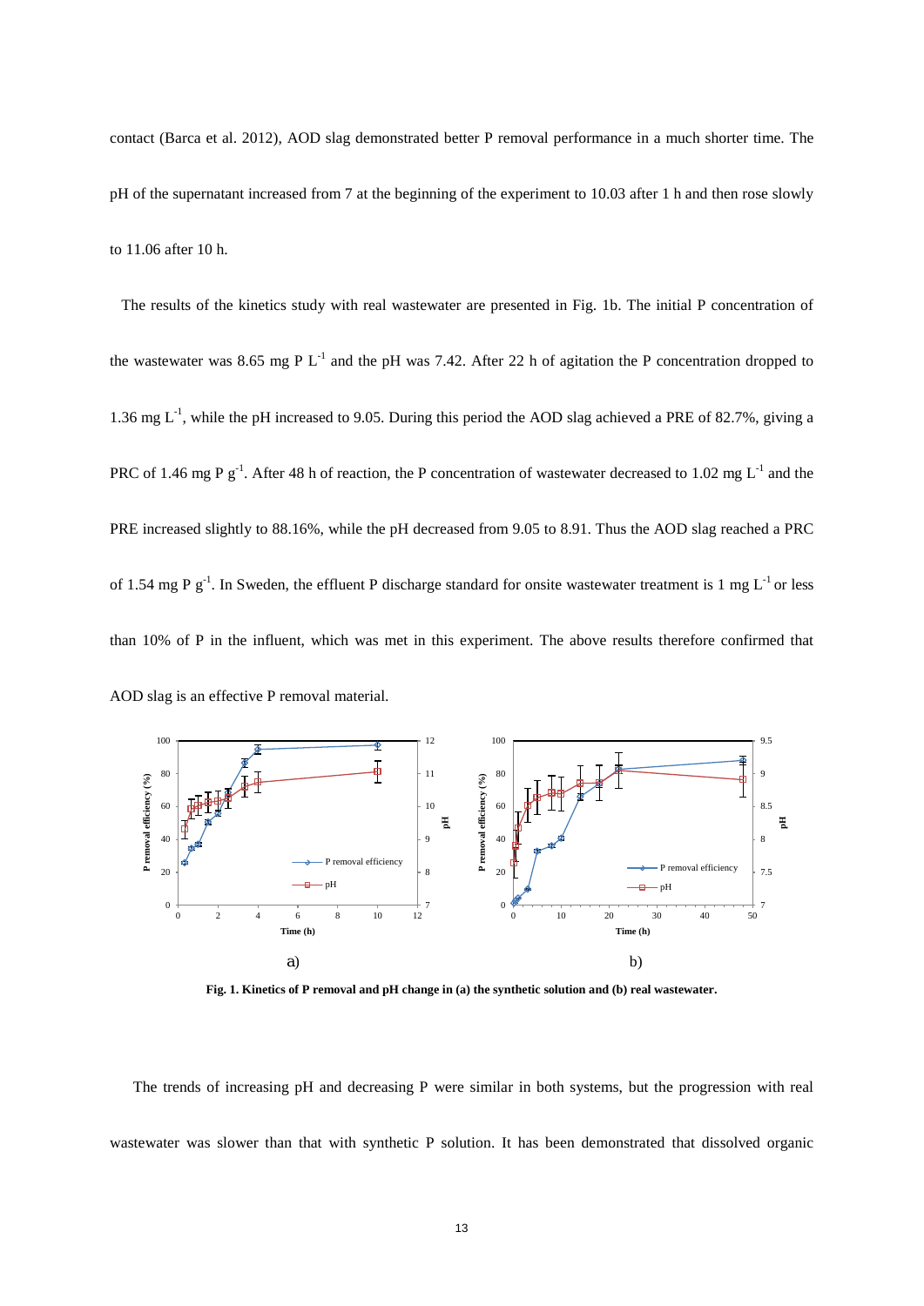contact (Barca et al. 2012), AOD slag demonstrated better P removal performance in a much shorter time. The pH of the supernatant increased from 7 at the beginning of the experiment to 10.03 after 1 h and then rose slowly to 11.06 after 10 h.

The results of the kinetics study with real wastewater are presented in Fig. 1b. The initial P concentration of the wastewater was 8.65 mg P $L^{-1}$ and the pH was 7.42. After 22 h of agitation the P concentration dropped to 1.36 mg $L^{-1}$, while the pH increased to 9.05. During this period the AOD slag achieved a PRE of 82.7%, giving a PRC of 1.46 mg P $g^{-1}$. After 48 h of reaction, the P concentration of wastewater decreased to 1.02 mg $L^{-1}$ and the PRE increased slightly to 88.16%, while the pH decreased from 9.05 to 8.91. Thus the AOD slag reached a PRC of 1.54 mg P $g^{-1}$. In Sweden, the effluent P discharge standard for onsite wastewater treatment is 1 mg $L^{-1}$ or less than 10% of P in the influent, which was met in this experiment. The above results therefore confirmed that AOD slag is an effective P removal material.

**Fig. 1. Kinetics of P removal and pH change in (a) the synthetic solution and (b) real wastewater.**

The trends of increasing pH and decreasing P were similar in both systems, but the progression with real wastewater was slower than that with synthetic P solution. It has been demonstrated that dissolved organic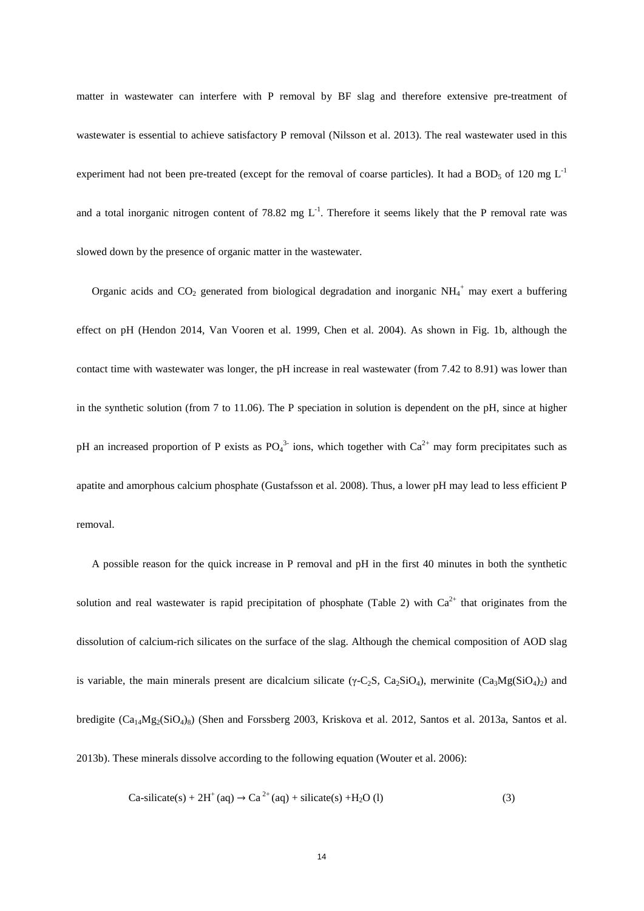matter in wastewater can interfere with P removal by BF slag and therefore extensive pre-treatment of wastewater is essential to achieve satisfactory P removal (Nilsson et al. 2013). The real wastewater used in this experiment had not been pre-treated (except for the removal of coarse particles). It had a $BOD_5$ of 120 mg $L^{-1}$ and a total inorganic nitrogen content of 78.82 mg $L^{-1}$. Therefore it seems likely that the P removal rate was slowed down by the presence of organic matter in the wastewater.

Organic acids and $CO_2$ generated from biological degradation and inorganic $NH_4^+$ may exert a buffering effect on pH (Hendon 2014, Van Vooren et al. 1999, Chen et al. 2004). As shown in Fig. 1b, although the contact time with wastewater was longer, the pH increase in real wastewater (from 7.42 to 8.91) was lower than in the synthetic solution (from 7 to 11.06). The P speciation in solution is dependent on the pH, since at higher pH an increased proportion of P exists as $PO_4^{3-}$ ions, which together with $Ca^{2+}$ may form precipitates such as apatite and amorphous calcium phosphate (Gustafsson et al. 2008). Thus, a lower pH may lead to less efficient P removal.

A possible reason for the quick increase in P removal and pH in the first 40 minutes in both the synthetic solution and real wastewater is rapid precipitation of phosphate (Table 2) with $Ca^{2+}$ that originates from the dissolution of calcium-rich silicates on the surface of the slag. Although the chemical composition of AOD slag is variable, the main minerals present are dicalcium silicate ($\gamma$-$C_2S$, $Ca_2SiO_4$), merwinite ($Ca_3Mg(SiO_4)_2$) and bredigite ($Ca_{14}Mg_2(SiO_4)_8$) (Shen and Forssberg 2003, Kriskova et al. 2012, Santos et al. 2013a, Santos et al. 2013b). These minerals dissolve according to the following equation (Wouter et al. 2006):

$$\text{Ca-silicate(s)} + 2H^+(aq) \rightarrow Ca^{2+}(aq) + \text{silicate(s)} + H_2O\ (l) \quad (3)$$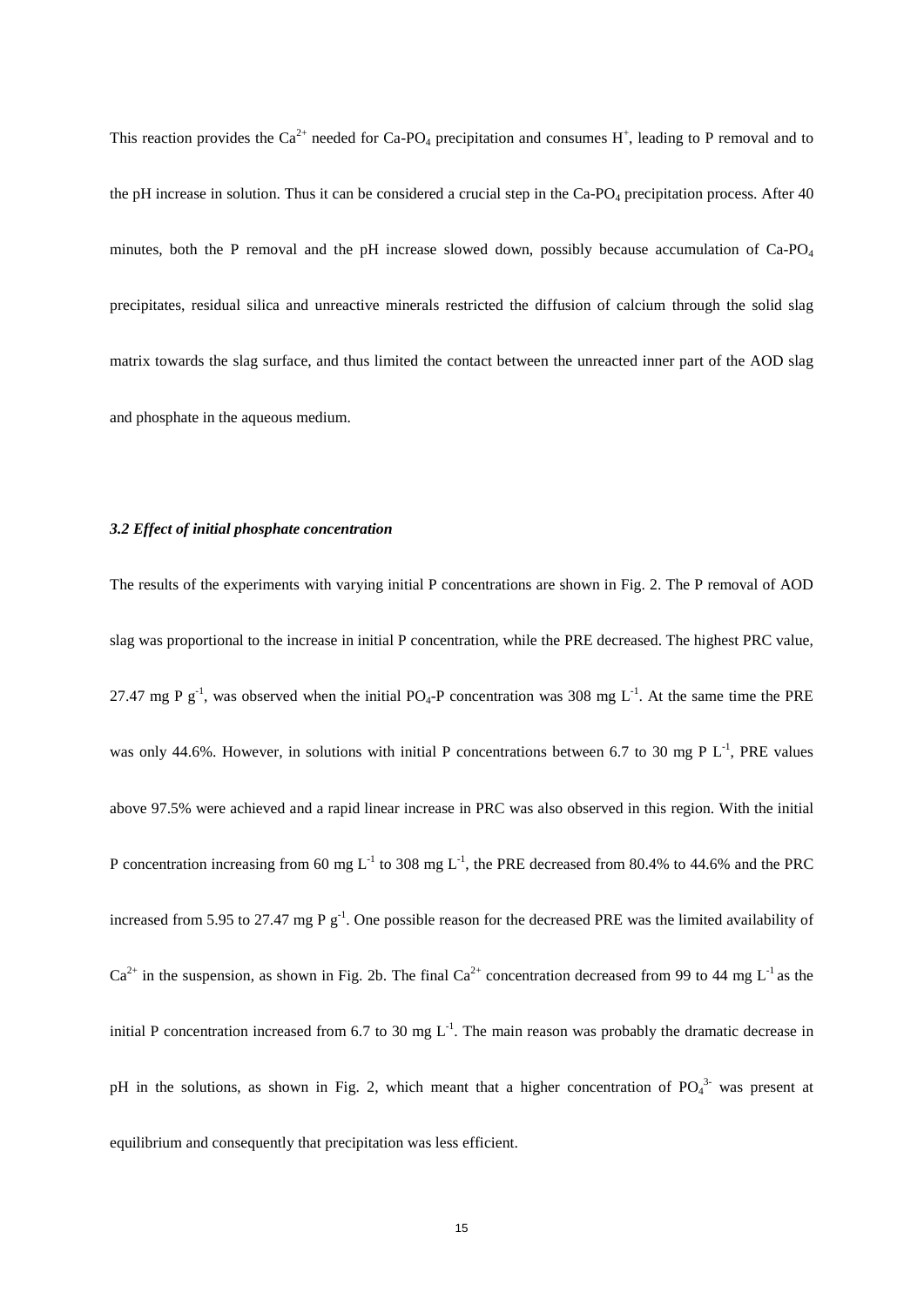This reaction provides the $Ca^{2+}$ needed for $Ca\text{-}PO_4$ precipitation and consumes $H^+$, leading to P removal and to the pH increase in solution. Thus it can be considered a crucial step in the $Ca\text{-}PO_4$ precipitation process. After 40 minutes, both the P removal and the pH increase slowed down, possibly because accumulation of $Ca\text{-}PO_4$ precipitates, residual silica and unreactive minerals restricted the diffusion of calcium through the solid slag matrix towards the slag surface, and thus limited the contact between the unreacted inner part of the AOD slag and phosphate in the aqueous medium.

### *3.2 Effect of initial phosphate concentration*

The results of the experiments with varying initial P concentrations are shown in Fig. 2. The P removal of AOD slag was proportional to the increase in initial P concentration, while the PRE decreased. The highest PRC value, 27.47 mg P $g^{-1}$, was observed when the initial $PO_4$-P concentration was 308 mg $L^{-1}$. At the same time the PRE was only 44.6%. However, in solutions with initial P concentrations between 6.7 to 30 mg P $L^{-1}$, PRE values above 97.5% were achieved and a rapid linear increase in PRC was also observed in this region. With the initial P concentration increasing from 60 mg $L^{-1}$ to 308 mg $L^{-1}$, the PRE decreased from 80.4% to 44.6% and the PRC increased from 5.95 to 27.47 mg P $g^{-1}$. One possible reason for the decreased PRE was the limited availability of $Ca^{2+}$ in the suspension, as shown in Fig. 2b. The final $Ca^{2+}$ concentration decreased from 99 to 44 mg $L^{-1}$ as the initial P concentration increased from 6.7 to 30 mg $L^{-1}$. The main reason was probably the dramatic decrease in pH in the solutions, as shown in Fig. 2, which meant that a higher concentration of $PO_4^{3-}$ was present at equilibrium and consequently that precipitation was less efficient.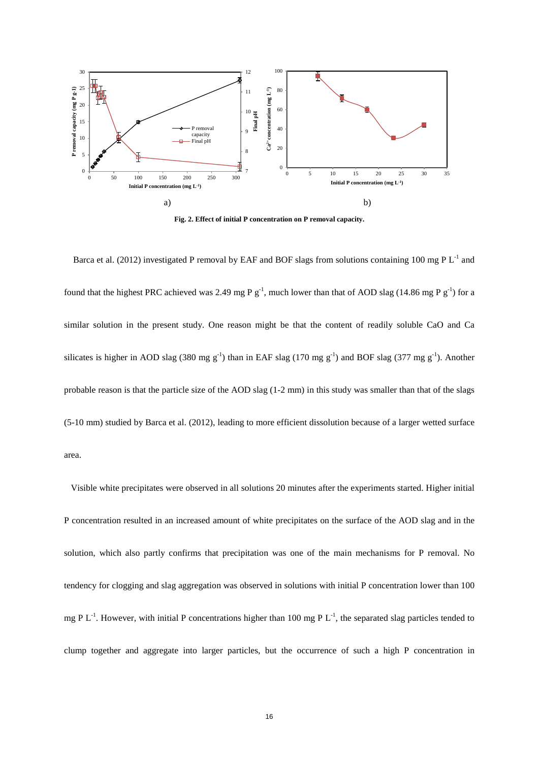a) b)

**Fig. 2. Effect of initial P concentration on P removal capacity.**

Barca et al. (2012) investigated P removal by EAF and BOF slags from solutions containing 100 mg P $L^{-1}$ and found that the highest PRC achieved was 2.49 mg P $g^{-1}$, much lower than that of AOD slag (14.86 mg P $g^{-1}$) for a similar solution in the present study. One reason might be that the content of readily soluble CaO and Ca silicates is higher in AOD slag (380 mg $g^{-1}$) than in EAF slag (170 mg $g^{-1}$) and BOF slag (377 mg $g^{-1}$). Another probable reason is that the particle size of the AOD slag (1-2 mm) in this study was smaller than that of the slags (5-10 mm) studied by Barca et al. (2012), leading to more efficient dissolution because of a larger wetted surface area.

Visible white precipitates were observed in all solutions 20 minutes after the experiments started. Higher initial P concentration resulted in an increased amount of white precipitates on the surface of the AOD slag and in the solution, which also partly confirms that precipitation was one of the main mechanisms for P removal. No tendency for clogging and slag aggregation was observed in solutions with initial P concentration lower than 100 mg P $L^{-1}$. However, with initial P concentrations higher than 100 mg P $L^{-1}$, the separated slag particles tended to clump together and aggregate into larger particles, but the occurrence of such a high P concentration in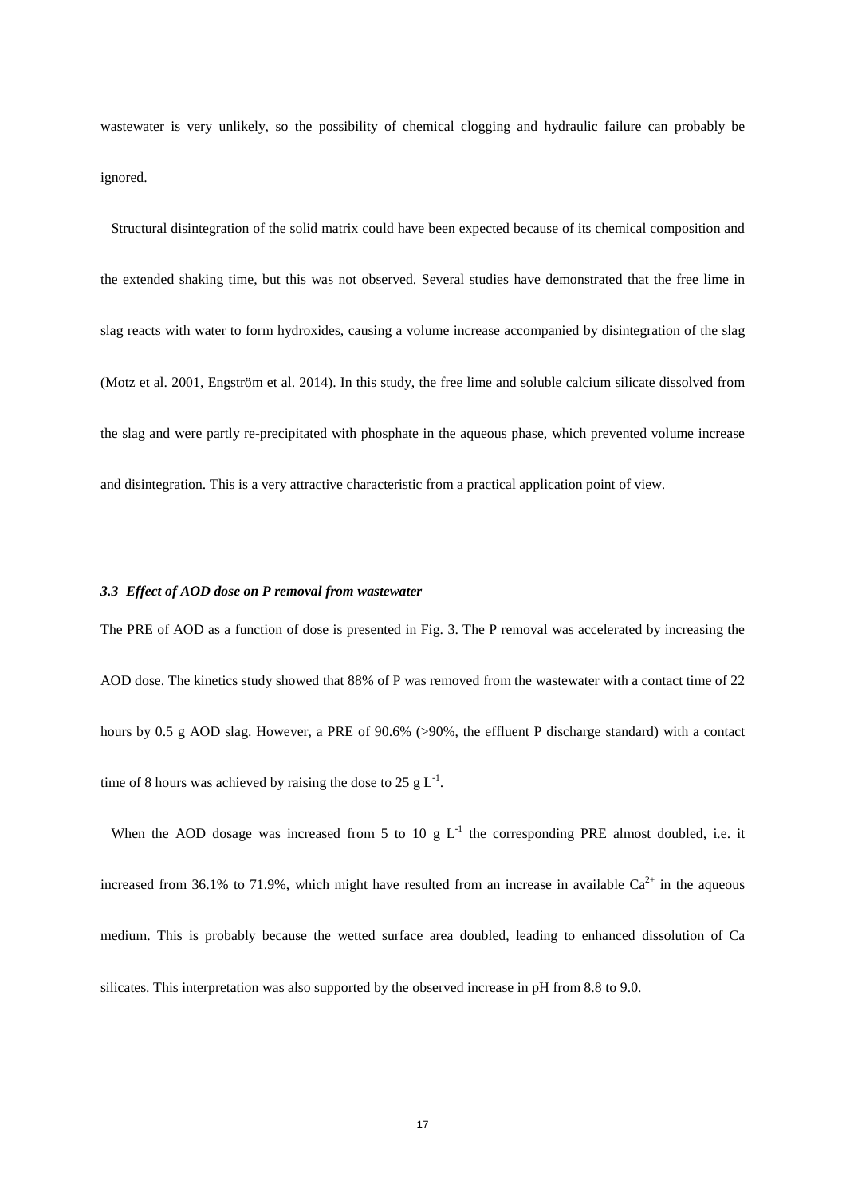wastewater is very unlikely, so the possibility of chemical clogging and hydraulic failure can probably be ignored.

Structural disintegration of the solid matrix could have been expected because of its chemical composition and the extended shaking time, but this was not observed. Several studies have demonstrated that the free lime in slag reacts with water to form hydroxides, causing a volume increase accompanied by disintegration of the slag (Motz et al. 2001, Engström et al. 2014). In this study, the free lime and soluble calcium silicate dissolved from the slag and were partly re-precipitated with phosphate in the aqueous phase, which prevented volume increase and disintegration. This is a very attractive characteristic from a practical application point of view.

### *3.3 Effect of AOD dose on P removal from wastewater*

The PRE of AOD as a function of dose is presented in Fig. 3. The P removal was accelerated by increasing the AOD dose. The kinetics study showed that 88% of P was removed from the wastewater with a contact time of 22 hours by 0.5 g AOD slag. However, a PRE of 90.6% (>90%, the effluent P discharge standard) with a contact time of 8 hours was achieved by raising the dose to 25 g $L^{-1}$.

When the AOD dosage was increased from 5 to 10 g $L^{-1}$ the corresponding PRE almost doubled, i.e. it increased from 36.1% to 71.9%, which might have resulted from an increase in available $Ca^{2+}$ in the aqueous medium. This is probably because the wetted surface area doubled, leading to enhanced dissolution of Ca silicates. This interpretation was also supported by the observed increase in pH from 8.8 to 9.0.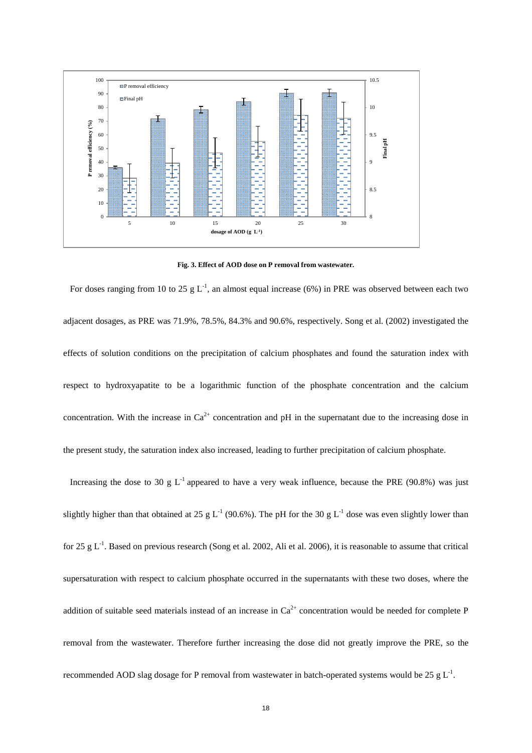Fig. 3. Effect of AOD dose on P removal from wastewater.

For doses ranging from 10 to 25 g $L^{-1}$, an almost equal increase (6%) in PRE was observed between each two adjacent dosages, as PRE was 71.9%, 78.5%, 84.3% and 90.6%, respectively. Song et al. (2002) investigated the effects of solution conditions on the precipitation of calcium phosphates and found the saturation index with respect to hydroxyapatite to be a logarithmic function of the phosphate concentration and the calcium concentration. With the increase in $Ca^{2+}$ concentration and pH in the supernatant due to the increasing dose in the present study, the saturation index also increased, leading to further precipitation of calcium phosphate.

Increasing the dose to 30 g $L^{-1}$ appeared to have a very weak influence, because the PRE (90.8%) was just slightly higher than that obtained at 25 g $L^{-1}$ (90.6%). The pH for the 30 g $L^{-1}$ dose was even slightly lower than for 25 g $L^{-1}$. Based on previous research (Song et al. 2002, Ali et al. 2006), it is reasonable to assume that critical supersaturation with respect to calcium phosphate occurred in the supernatants with these two doses, where the addition of suitable seed materials instead of an increase in $Ca^{2+}$ concentration would be needed for complete P removal from the wastewater. Therefore further increasing the dose did not greatly improve the PRE, so the recommended AOD slag dosage for P removal from wastewater in batch-operated systems would be 25 g $L^{-1}$.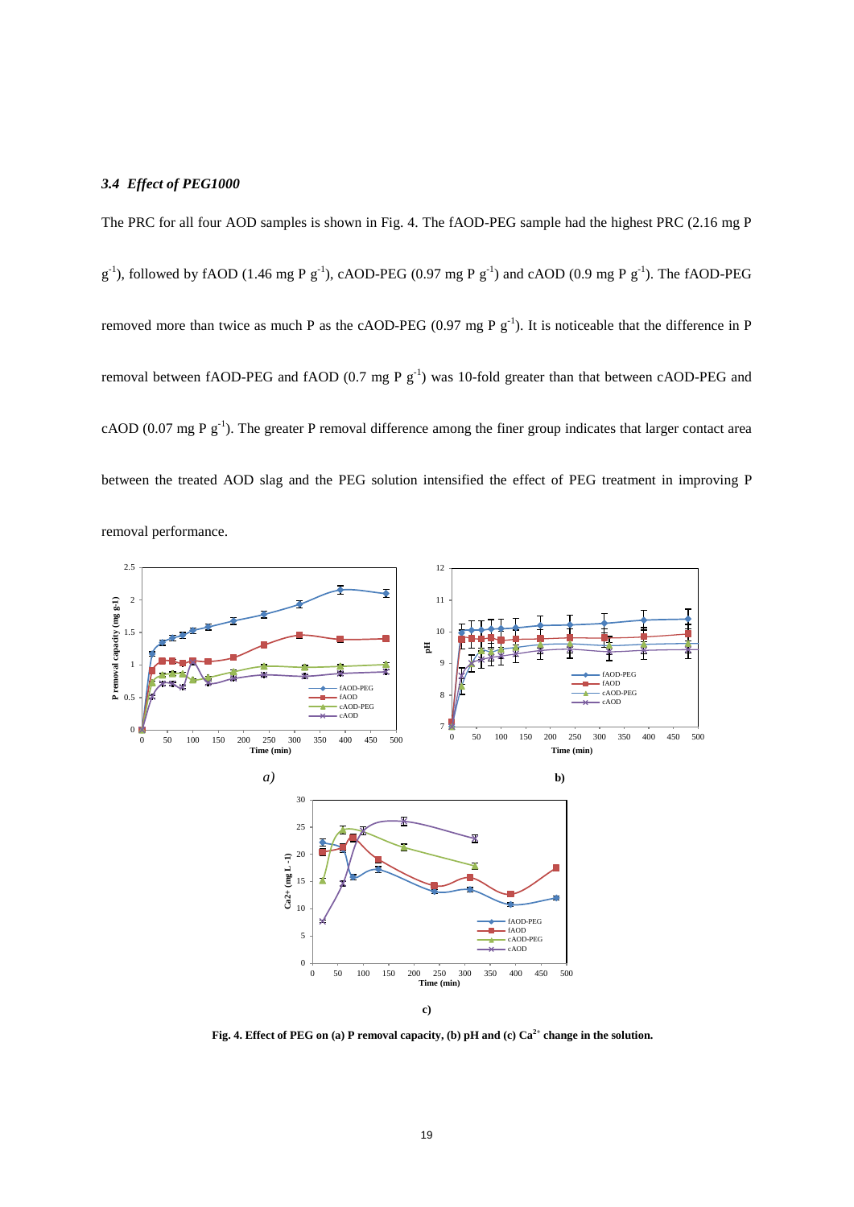### *3.4 Effect of PEG1000*

The PRC for all four AOD samples is shown in Fig. 4. The fAOD-PEG sample had the highest PRC (2.16 mg P $g^{-1}$), followed by fAOD (1.46 mg P $g^{-1}$), cAOD-PEG (0.97 mg P $g^{-1}$) and cAOD (0.9 mg P $g^{-1}$). The fAOD-PEG removed more than twice as much P as the cAOD-PEG (0.97 mg P $g^{-1}$). It is noticeable that the difference in P removal between fAOD-PEG and fAOD (0.7 mg P $g^{-1}$) was 10-fold greater than that between cAOD-PEG and cAOD (0.07 mg P $g^{-1}$). The greater P removal difference among the finer group indicates that larger contact area between the treated AOD slag and the PEG solution intensified the effect of PEG treatment in improving P removal performance.

**Fig. 4. Effect of PEG on (a) P removal capacity, (b) pH and (c) $Ca^{2+}$ change in the solution.**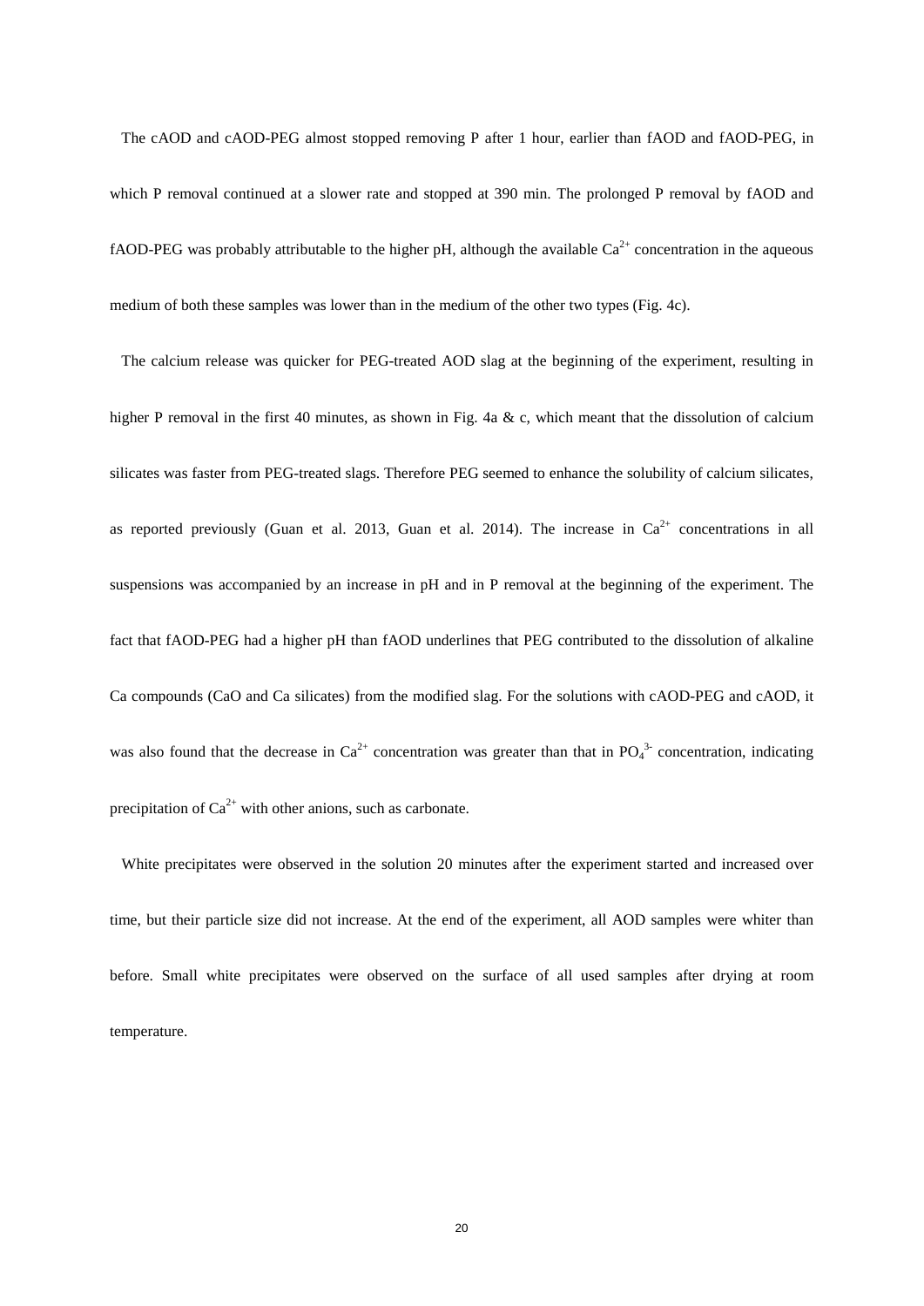The cAOD and cAOD-PEG almost stopped removing P after 1 hour, earlier than fAOD and fAOD-PEG, in which P removal continued at a slower rate and stopped at 390 min. The prolonged P removal by fAOD and fAOD-PEG was probably attributable to the higher pH, although the available $Ca^{2+}$ concentration in the aqueous medium of both these samples was lower than in the medium of the other two types (Fig. 4c).

The calcium release was quicker for PEG-treated AOD slag at the beginning of the experiment, resulting in higher P removal in the first 40 minutes, as shown in Fig. 4a & c, which meant that the dissolution of calcium silicates was faster from PEG-treated slags. Therefore PEG seemed to enhance the solubility of calcium silicates, as reported previously (Guan et al. 2013, Guan et al. 2014). The increase in $Ca^{2+}$ concentrations in all suspensions was accompanied by an increase in pH and in P removal at the beginning of the experiment. The fact that fAOD-PEG had a higher pH than fAOD underlines that PEG contributed to the dissolution of alkaline Ca compounds (CaO and Ca silicates) from the modified slag. For the solutions with cAOD-PEG and cAOD, it was also found that the decrease in $Ca^{2+}$ concentration was greater than that in $PO_4^{3-}$ concentration, indicating precipitation of $Ca^{2+}$ with other anions, such as carbonate.

White precipitates were observed in the solution 20 minutes after the experiment started and increased over time, but their particle size did not increase. At the end of the experiment, all AOD samples were whiter than before. Small white precipitates were observed on the surface of all used samples after drying at room temperature.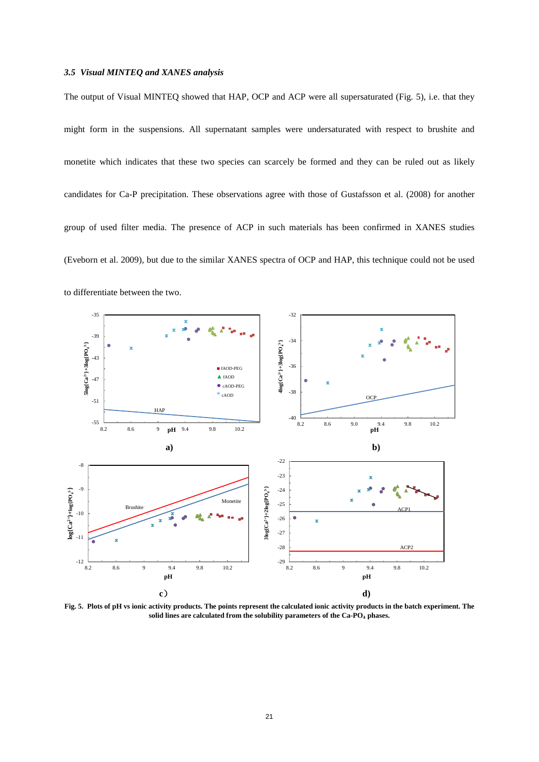### *3.5 Visual MINTEQ and XANES analysis*

The output of Visual MINTEQ showed that HAP, OCP and ACP were all supersaturated (Fig. 5), i.e. that they might form in the suspensions. All supernatant samples were undersaturated with respect to brushite and monetite which indicates that these two species can scarcely be formed and they can be ruled out as likely candidates for Ca-P precipitation. These observations agree with those of Gustafsson et al. (2008) for another group of used filter media. The presence of ACP in such materials has been confirmed in XANES studies (Eveborn et al. 2009), but due to the similar XANES spectra of OCP and HAP, this technique could not be used to differentiate between the two.

**Fig. 5. Plots of pH vs ionic activity products. The points represent the calculated ionic activity products in the batch experiment. The solid lines are calculated from the solubility parameters of the Ca-PO$_4$ phases.**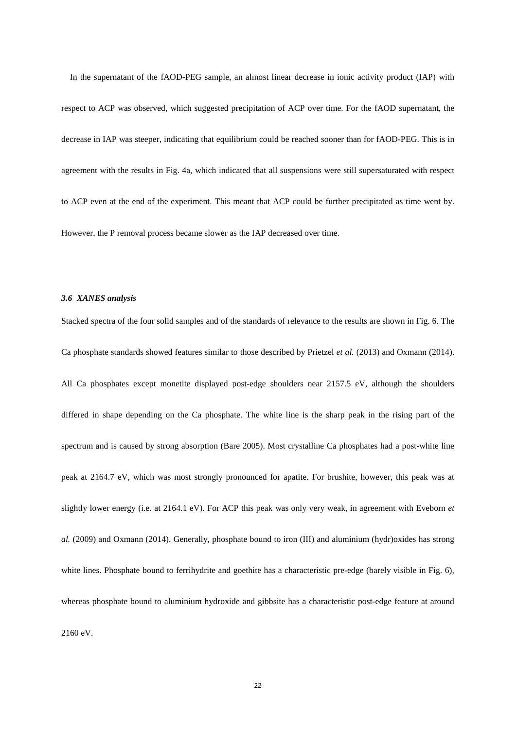In the supernatant of the fAOD-PEG sample, an almost linear decrease in ionic activity product (IAP) with respect to ACP was observed, which suggested precipitation of ACP over time. For the fAOD supernatant, the decrease in IAP was steeper, indicating that equilibrium could be reached sooner than for fAOD-PEG. This is in agreement with the results in Fig. 4a, which indicated that all suspensions were still supersaturated with respect to ACP even at the end of the experiment. This meant that ACP could be further precipitated as time went by. However, the P removal process became slower as the IAP decreased over time.

### *3.6 XANES analysis*

Stacked spectra of the four solid samples and of the standards of relevance to the results are shown in Fig. 6. The Ca phosphate standards showed features similar to those described by Prietzel *et al.* (2013) and Oxmann (2014). All Ca phosphates except monetite displayed post-edge shoulders near 2157.5 eV, although the shoulders differed in shape depending on the Ca phosphate. The white line is the sharp peak in the rising part of the spectrum and is caused by strong absorption (Bare 2005). Most crystalline Ca phosphates had a post-white line peak at 2164.7 eV, which was most strongly pronounced for apatite. For brushite, however, this peak was at slightly lower energy (i.e. at 2164.1 eV). For ACP this peak was only very weak, in agreement with Eveborn *et al.* (2009) and Oxmann (2014). Generally, phosphate bound to iron (III) and aluminium (hydr)oxides has strong white lines. Phosphate bound to ferrihydrite and goethite has a characteristic pre-edge (barely visible in Fig. 6), whereas phosphate bound to aluminium hydroxide and gibbsite has a characteristic post-edge feature at around 2160 eV.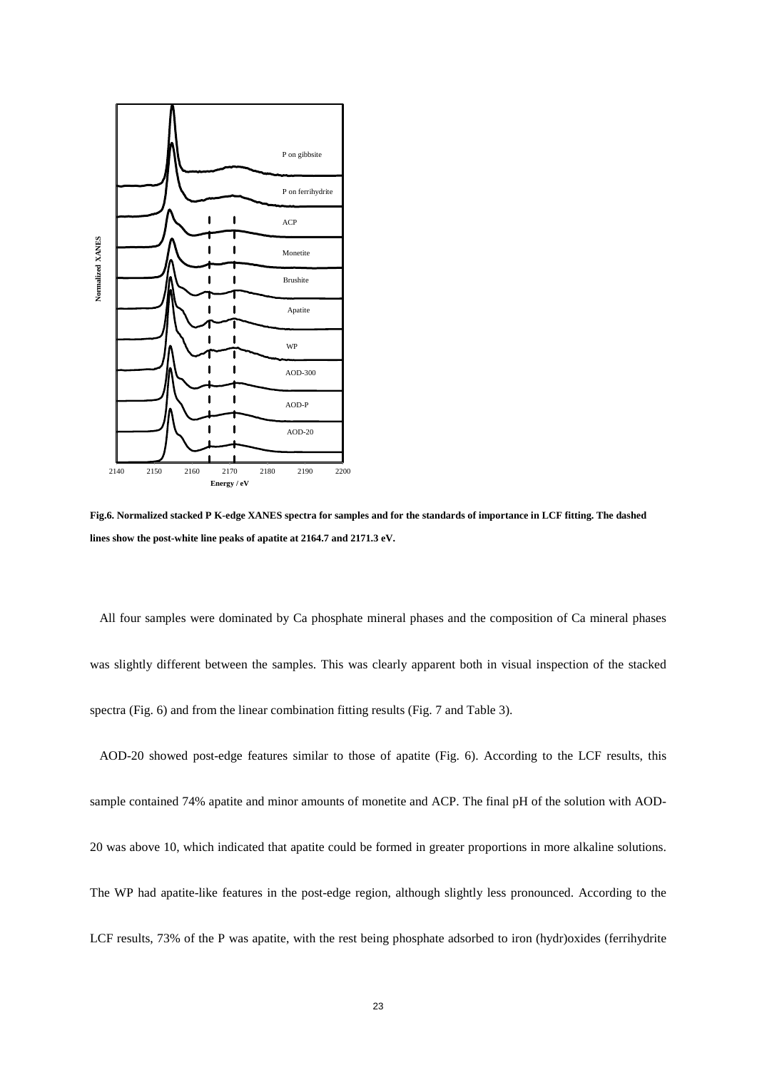Fig.6. Normalized stacked P K-edge XANES spectra for samples and for the standards of importance in LCF fitting. The dashed lines show the post-white line peaks of apatite at 2164.7 and 2171.3 eV.

All four samples were dominated by Ca phosphate mineral phases and the composition of Ca mineral phases was slightly different between the samples. This was clearly apparent both in visual inspection of the stacked spectra (Fig. 6) and from the linear combination fitting results (Fig. 7 and Table 3).

AOD-20 showed post-edge features similar to those of apatite (Fig. 6). According to the LCF results, this sample contained 74% apatite and minor amounts of monetite and ACP. The final pH of the solution with AOD-20 was above 10, which indicated that apatite could be formed in greater proportions in more alkaline solutions. The WP had apatite-like features in the post-edge region, although slightly less pronounced. According to the LCF results, 73% of the P was apatite, with the rest being phosphate adsorbed to iron (hydr)oxides (ferrihydrite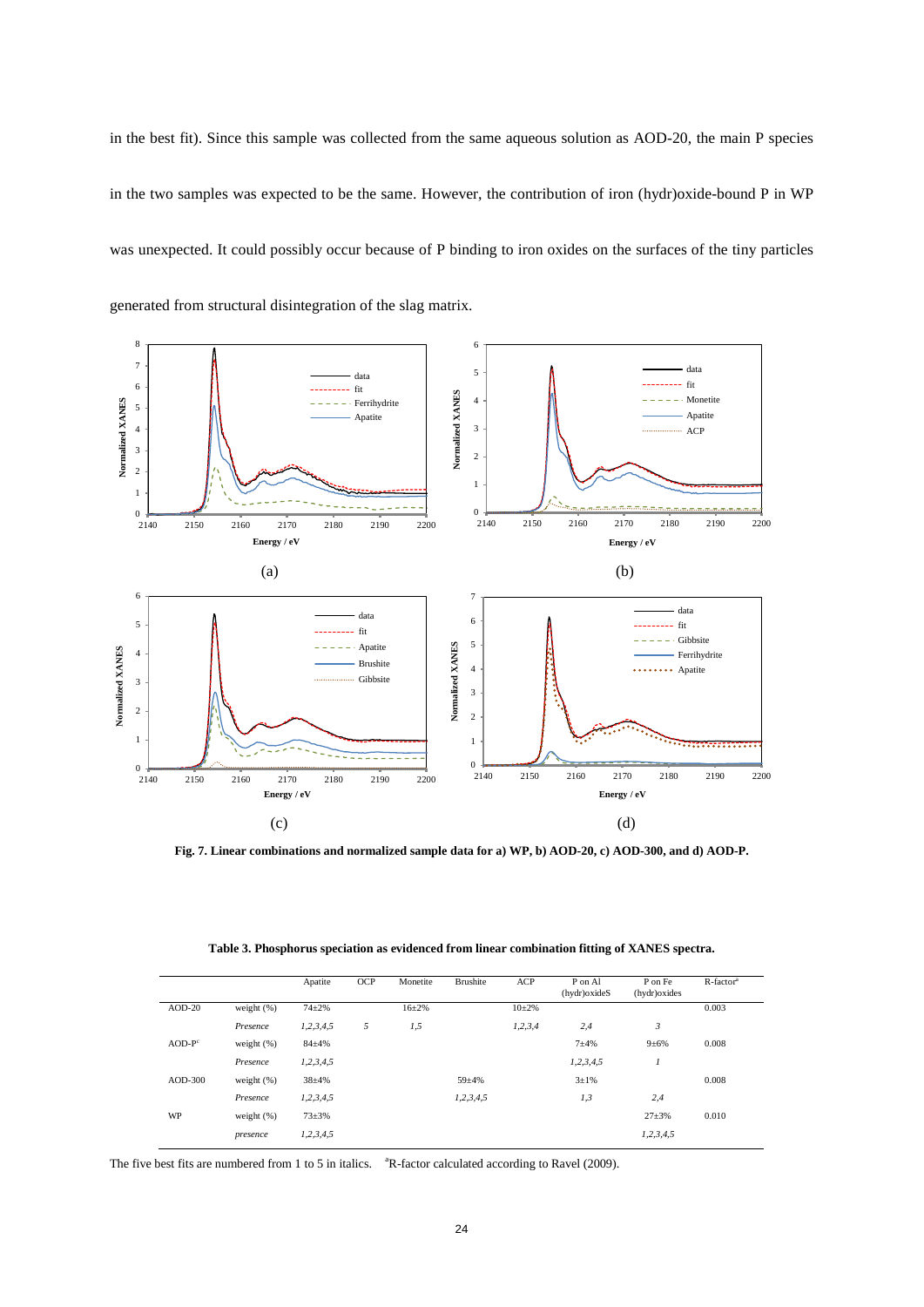in the best fit). Since this sample was collected from the same aqueous solution as AOD-20, the main P species in the two samples was expected to be the same. However, the contribution of iron (hydr)oxide-bound P in WP was unexpected. It could possibly occur because of P binding to iron oxides on the surfaces of the tiny particles generated from structural disintegration of the slag matrix.

**Fig. 7. Linear combinations and normalized sample data for a) WP, b) AOD-20, c) AOD-300, and d) AOD-P.**

**Table 3. Phosphorus speciation as evidenced from linear combination fitting of XANES spectra.**

| | | Apatite | OCP | Monetite | Brushite | ACP | P on Al (hydr)oxideS | P on Fe (hydr)oxides | R-factor[a] |
|---|---|---|---|---|---|---|---|---|---|
| AOD-20 | weight (%) | 74±2% | | 16±2% | | 10±2% | | | 0.003 |
| | *Presence* | *1,2,3,4,5* | *5* | *1,5* | | *1,2,3,4* | *2,4* | *3* | |
| AOD-P[c] | weight (%) | 84±4% | | | | | 7±4% | 9±6% | 0.008 |
| | *Presence* | *1,2,3,4,5* | | | | | *1,2,3,4,5* | *1* | |
| AOD-300 | weight (%) | 38±4% | | | 59±4% | | 3±1% | | 0.008 |
| | *Presence* | *1,2,3,4,5* | | | *1,2,3,4,5* | | *1,3* | *2,4* | |
| WP | weight (%) | 73±3% | | | | | | 27±3% | 0.010 |
| | *presence* | *1,2,3,4,5* | | | | | | *1,2,3,4,5* | |

The five best fits are numbered from 1 to 5 in italics. [a]R-factor calculated according to Ravel (2009).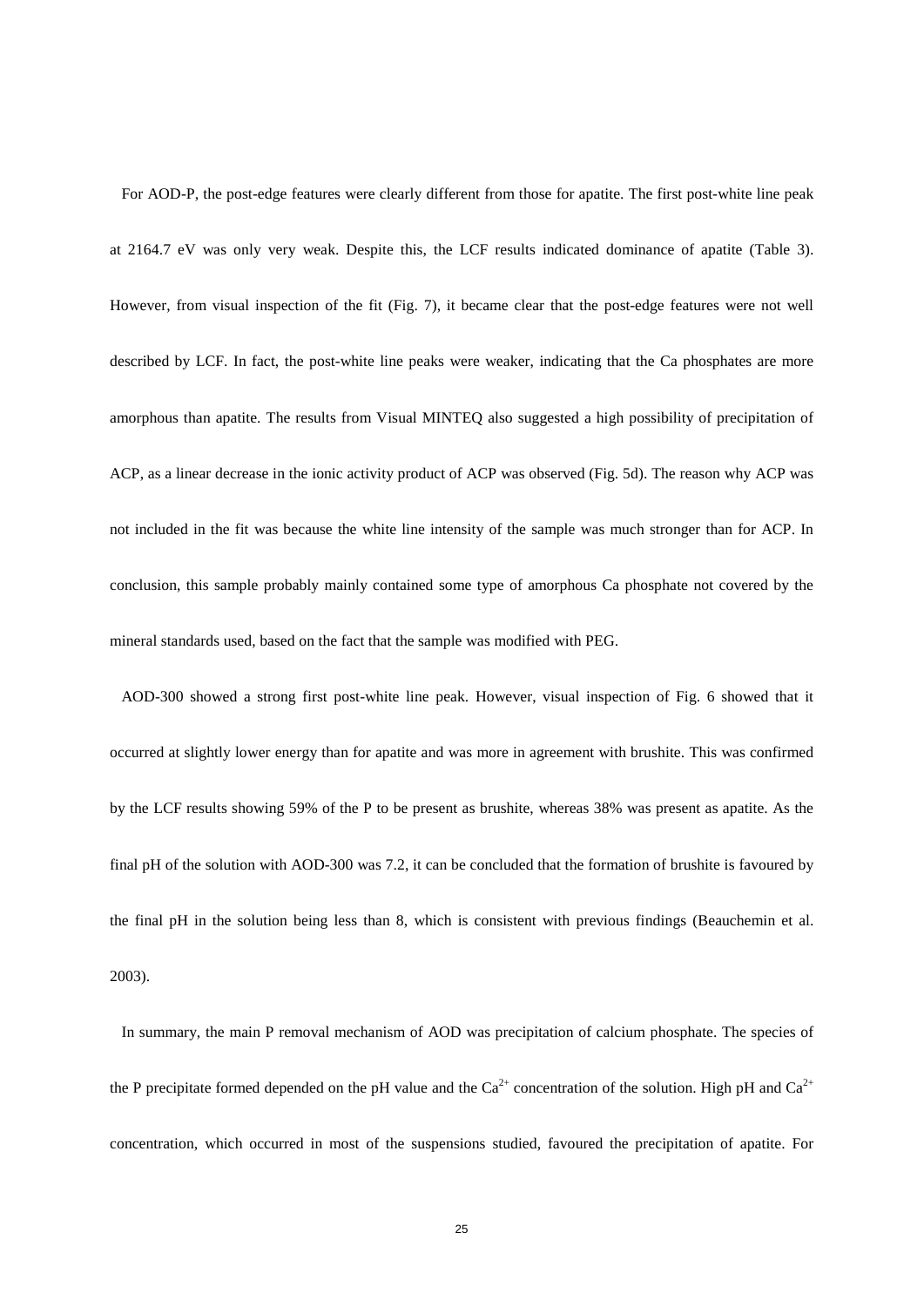For AOD-P, the post-edge features were clearly different from those for apatite. The first post-white line peak at 2164.7 eV was only very weak. Despite this, the LCF results indicated dominance of apatite (Table 3). However, from visual inspection of the fit (Fig. 7), it became clear that the post-edge features were not well described by LCF. In fact, the post-white line peaks were weaker, indicating that the Ca phosphates are more amorphous than apatite. The results from Visual MINTEQ also suggested a high possibility of precipitation of ACP, as a linear decrease in the ionic activity product of ACP was observed (Fig. 5d). The reason why ACP was not included in the fit was because the white line intensity of the sample was much stronger than for ACP. In conclusion, this sample probably mainly contained some type of amorphous Ca phosphate not covered by the mineral standards used, based on the fact that the sample was modified with PEG.

AOD-300 showed a strong first post-white line peak. However, visual inspection of Fig. 6 showed that it occurred at slightly lower energy than for apatite and was more in agreement with brushite. This was confirmed by the LCF results showing 59% of the P to be present as brushite, whereas 38% was present as apatite. As the final pH of the solution with AOD-300 was 7.2, it can be concluded that the formation of brushite is favoured by the final pH in the solution being less than 8, which is consistent with previous findings (Beauchemin et al. 2003).

In summary, the main P removal mechanism of AOD was precipitation of calcium phosphate. The species of the P precipitate formed depended on the pH value and the $Ca^{2+}$ concentration of the solution. High pH and $Ca^{2+}$ concentration, which occurred in most of the suspensions studied, favoured the precipitation of apatite. For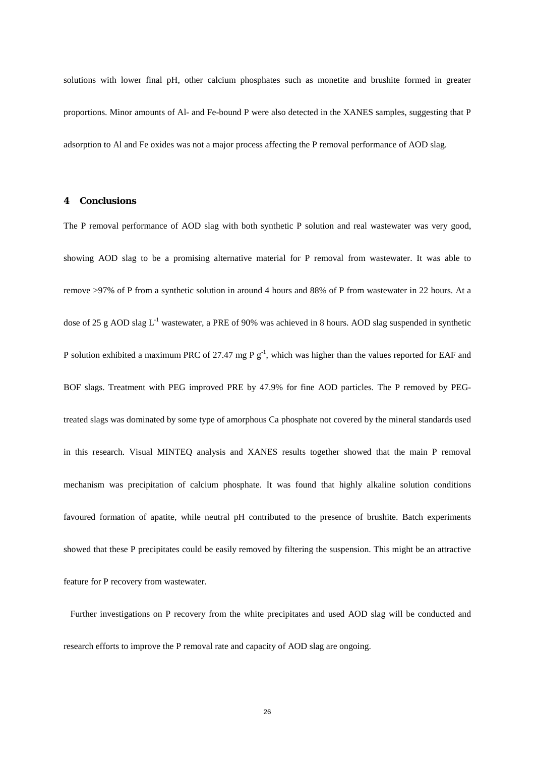solutions with lower final pH, other calcium phosphates such as monetite and brushite formed in greater proportions. Minor amounts of Al- and Fe-bound P were also detected in the XANES samples, suggesting that P adsorption to Al and Fe oxides was not a major process affecting the P removal performance of AOD slag.

## 4 Conclusions

The P removal performance of AOD slag with both synthetic P solution and real wastewater was very good, showing AOD slag to be a promising alternative material for P removal from wastewater. It was able to remove >97% of P from a synthetic solution in around 4 hours and 88% of P from wastewater in 22 hours. At a dose of 25 g AOD slag $L^{-1}$ wastewater, a PRE of 90% was achieved in 8 hours. AOD slag suspended in synthetic P solution exhibited a maximum PRC of 27.47 mg P $g^{-1}$, which was higher than the values reported for EAF and BOF slags. Treatment with PEG improved PRE by 47.9% for fine AOD particles. The P removed by PEG-treated slags was dominated by some type of amorphous Ca phosphate not covered by the mineral standards used in this research. Visual MINTEQ analysis and XANES results together showed that the main P removal mechanism was precipitation of calcium phosphate. It was found that highly alkaline solution conditions favoured formation of apatite, while neutral pH contributed to the presence of brushite. Batch experiments showed that these P precipitates could be easily removed by filtering the suspension. This might be an attractive feature for P recovery from wastewater.

Further investigations on P recovery from the white precipitates and used AOD slag will be conducted and research efforts to improve the P removal rate and capacity of AOD slag are ongoing.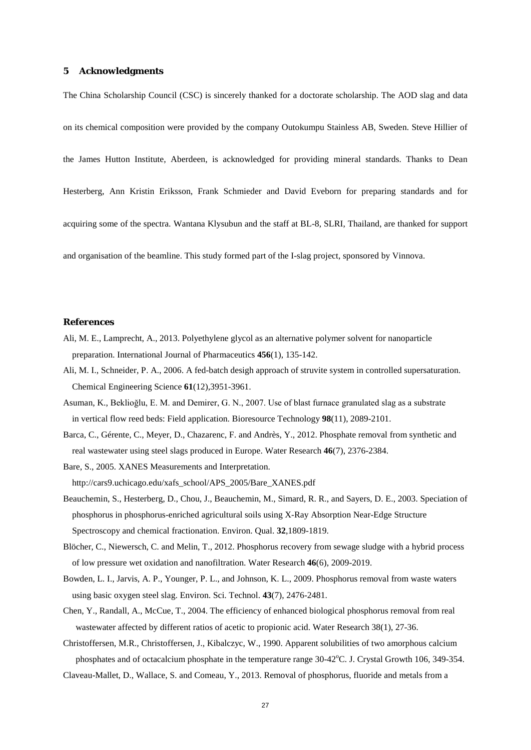## 5 Acknowledgments

The China Scholarship Council (CSC) is sincerely thanked for a doctorate scholarship. The AOD slag and data on its chemical composition were provided by the company Outokumpu Stainless AB, Sweden. Steve Hillier of the James Hutton Institute, Aberdeen, is acknowledged for providing mineral standards. Thanks to Dean Hesterberg, Ann Kristin Eriksson, Frank Schmieder and David Eveborn for preparing standards and for acquiring some of the spectra. Wantana Klysubun and the staff at BL-8, SLRI, Thailand, are thanked for support and organisation of the beamline. This study formed part of the I-slag project, sponsored by Vinnova.

## References

Ali, M. E., Lamprecht, A., 2013. Polyethylene glycol as an alternative polymer solvent for nanoparticle preparation. International Journal of Pharmaceutics **456**(1), 135-142.

Ali, M. I., Schneider, P. A., 2006. A fed-batch desigh approach of struvite system in controlled supersaturation. Chemical Engineering Science **61**(12),3951-3961.

Asuman, K., Beklioğlu, E. M. and Demirer, G. N., 2007. Use of blast furnace granulated slag as a substrate in vertical flow reed beds: Field application. Bioresource Technology **98**(11), 2089-2101.

Barca, C., Gérente, C., Meyer, D., Chazarenc, F. and Andrès, Y., 2012. Phosphate removal from synthetic and real wastewater using steel slags produced in Europe. Water Research **46**(7), 2376-2384.

Bare, S., 2005. XANES Measurements and Interpretation. http://cars9.uchicago.edu/xafs_school/APS_2005/Bare_XANES.pdf

Beauchemin, S., Hesterberg, D., Chou, J., Beauchemin, M., Simard, R. R., and Sayers, D. E., 2003. Speciation of phosphorus in phosphorus-enriched agricultural soils using X-Ray Absorption Near-Edge Structure Spectroscopy and chemical fractionation. Environ. Qual. **32**,1809-1819.

Blöcher, C., Niewersch, C. and Melin, T., 2012. Phosphorus recovery from sewage sludge with a hybrid process of low pressure wet oxidation and nanofiltration. Water Research **46**(6), 2009-2019.

Bowden, L. I., Jarvis, A. P., Younger, P. L., and Johnson, K. L., 2009. Phosphorus removal from waste waters using basic oxygen steel slag. Environ. Sci. Technol. **43**(7), 2476-2481.

Chen, Y., Randall, A., McCue, T., 2004. The efficiency of enhanced biological phosphorus removal from real wastewater affected by different ratios of acetic to propionic acid. Water Research 38(1), 27-36.

Christoffersen, M.R., Christoffersen, J., Kibalczyc, W., 1990. Apparent solubilities of two amorphous calcium phosphates and of octacalcium phosphate in the temperature range 30-42°C. J. Crystal Growth 106, 349-354.

Claveau-Mallet, D., Wallace, S. and Comeau, Y., 2013. Removal of phosphorus, fluoride and metals from a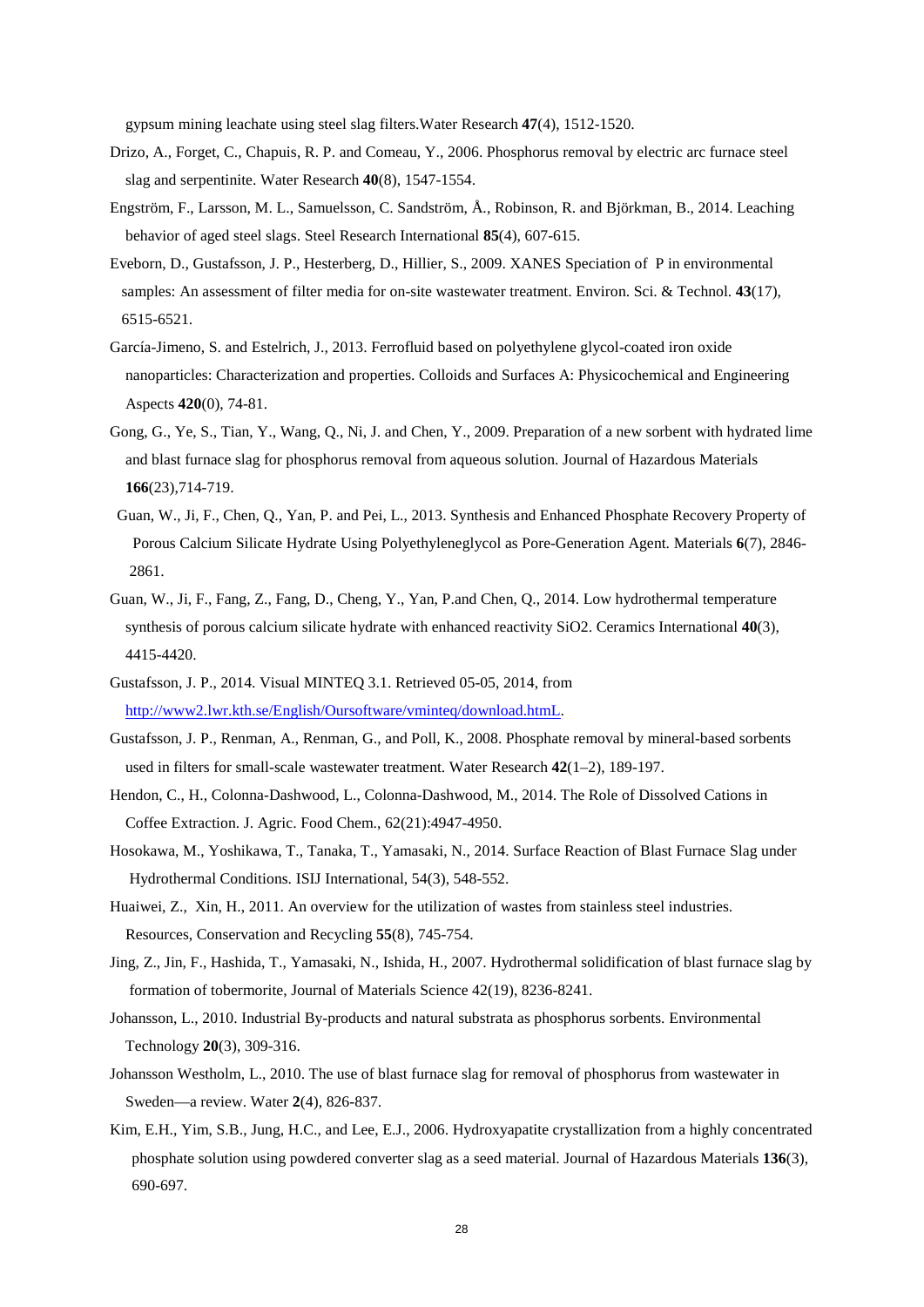gypsum mining leachate using steel slag filters.Water Research **47**(4), 1512-1520.

Drizo, A., Forget, C., Chapuis, R. P. and Comeau, Y., 2006. Phosphorus removal by electric arc furnace steel slag and serpentinite. Water Research **40**(8), 1547-1554.

Engström, F., Larsson, M. L., Samuelsson, C. Sandström, Å., Robinson, R. and Björkman, B., 2014. Leaching behavior of aged steel slags. Steel Research International **85**(4), 607-615.

Eveborn, D., Gustafsson, J. P., Hesterberg, D., Hillier, S., 2009. XANES Speciation of P in environmental samples: An assessment of filter media for on-site wastewater treatment. Environ. Sci. & Technol. **43**(17), 6515-6521.

García-Jimeno, S. and Estelrich, J., 2013. Ferrofluid based on polyethylene glycol-coated iron oxide nanoparticles: Characterization and properties. Colloids and Surfaces A: Physicochemical and Engineering Aspects **420**(0), 74-81.

Gong, G., Ye, S., Tian, Y., Wang, Q., Ni, J. and Chen, Y., 2009. Preparation of a new sorbent with hydrated lime and blast furnace slag for phosphorus removal from aqueous solution. Journal of Hazardous Materials **166**(23),714-719.

Guan, W., Ji, F., Chen, Q., Yan, P. and Pei, L., 2013. Synthesis and Enhanced Phosphate Recovery Property of Porous Calcium Silicate Hydrate Using Polyethyleneglycol as Pore-Generation Agent. Materials **6**(7), 2846-2861.

Guan, W., Ji, F., Fang, Z., Fang, D., Cheng, Y., Yan, P.and Chen, Q., 2014. Low hydrothermal temperature synthesis of porous calcium silicate hydrate with enhanced reactivity SiO2. Ceramics International **40**(3), 4415-4420.

Gustafsson, J. P., 2014. Visual MINTEQ 3.1. Retrieved 05-05, 2014, from http://www2.lwr.kth.se/English/Oursoftware/vminteq/download.htmL.

Gustafsson, J. P., Renman, A., Renman, G., and Poll, K., 2008. Phosphate removal by mineral-based sorbents used in filters for small-scale wastewater treatment. Water Research **42**(1–2), 189-197.

Hendon, C., H., Colonna-Dashwood, L., Colonna-Dashwood, M., 2014. The Role of Dissolved Cations in Coffee Extraction. J. Agric. Food Chem., 62(21):4947-4950.

Hosokawa, M., Yoshikawa, T., Tanaka, T., Yamasaki, N., 2014. Surface Reaction of Blast Furnace Slag under Hydrothermal Conditions. ISIJ International, 54(3), 548-552.

Huaiwei, Z., Xin, H., 2011. An overview for the utilization of wastes from stainless steel industries. Resources, Conservation and Recycling **55**(8), 745-754.

Jing, Z., Jin, F., Hashida, T., Yamasaki, N., Ishida, H., 2007. Hydrothermal solidification of blast furnace slag by formation of tobermorite, Journal of Materials Science 42(19), 8236-8241.

Johansson, L., 2010. Industrial By-products and natural substrata as phosphorus sorbents. Environmental Technology **20**(3), 309-316.

Johansson Westholm, L., 2010. The use of blast furnace slag for removal of phosphorus from wastewater in Sweden—a review. Water **2**(4), 826-837.

Kim, E.H., Yim, S.B., Jung, H.C., and Lee, E.J., 2006. Hydroxyapatite crystallization from a highly concentrated phosphate solution using powdered converter slag as a seed material. Journal of Hazardous Materials **136**(3), 690-697.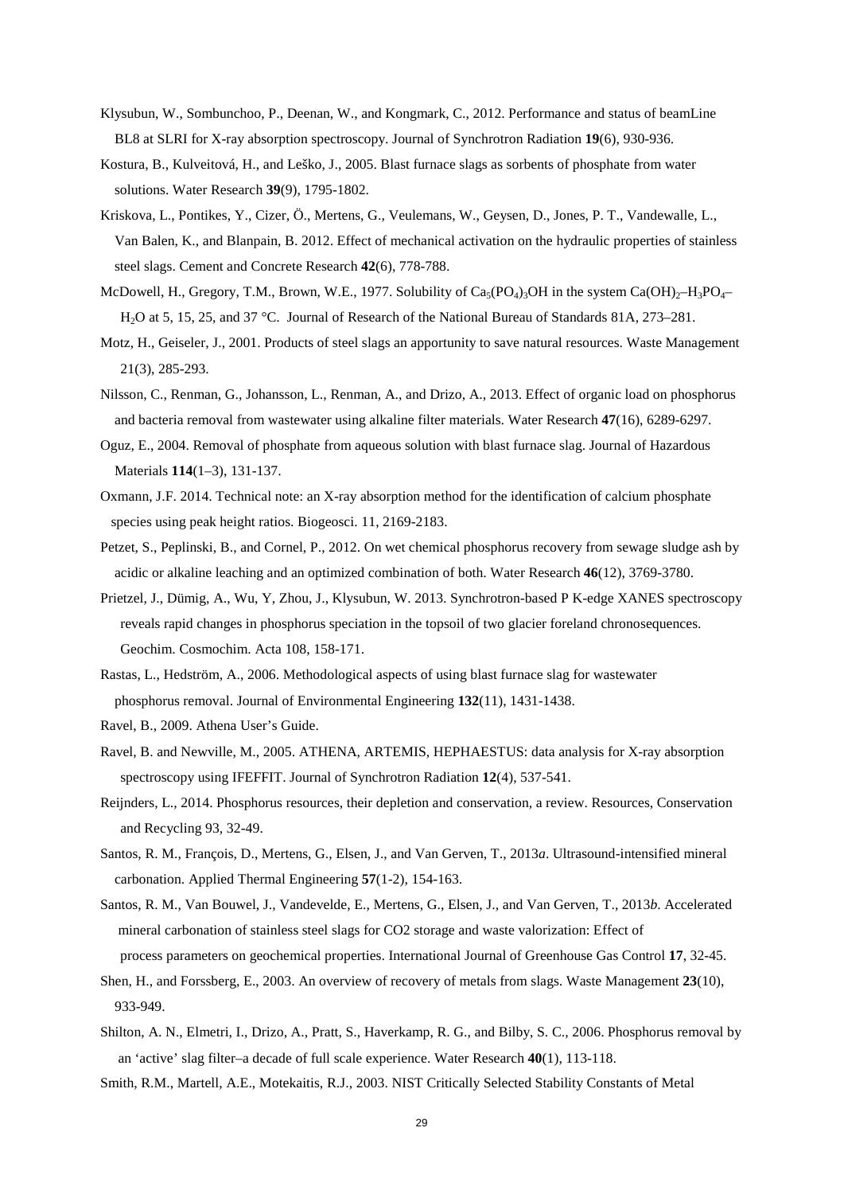Klysubun, W., Sombunchoo, P., Deenan, W., and Kongmark, C., 2012. Performance and status of beamLine BL8 at SLRI for X-ray absorption spectroscopy. Journal of Synchrotron Radiation **19**(6), 930-936.

Kostura, B., Kulveitová, H., and Leško, J., 2005. Blast furnace slags as sorbents of phosphate from water solutions. Water Research **39**(9), 1795-1802.

Kriskova, L., Pontikes, Y., Cizer, Ö., Mertens, G., Veulemans, W., Geysen, D., Jones, P. T., Vandewalle, L., Van Balen, K., and Blanpain, B. 2012. Effect of mechanical activation on the hydraulic properties of stainless steel slags. Cement and Concrete Research **42**(6), 778-788.

McDowell, H., Gregory, T.M., Brown, W.E., 1977. Solubility of $Ca_5(PO_4)_3OH$ in the system $Ca(OH)_2$–$H_3PO_4$–$H_2O$ at 5, 15, 25, and 37 °C. Journal of Research of the National Bureau of Standards 81A, 273–281.

Motz, H., Geiseler, J., 2001. Products of steel slags an apportunity to save natural resources. Waste Management 21(3), 285-293.

Nilsson, C., Renman, G., Johansson, L., Renman, A., and Drizo, A., 2013. Effect of organic load on phosphorus and bacteria removal from wastewater using alkaline filter materials. Water Research **47**(16), 6289-6297.

Oguz, E., 2004. Removal of phosphate from aqueous solution with blast furnace slag. Journal of Hazardous Materials **114**(1–3), 131-137.

Oxmann, J.F. 2014. Technical note: an X-ray absorption method for the identification of calcium phosphate species using peak height ratios. Biogeosci. 11, 2169-2183.

Petzet, S., Peplinski, B., and Cornel, P., 2012. On wet chemical phosphorus recovery from sewage sludge ash by acidic or alkaline leaching and an optimized combination of both. Water Research **46**(12), 3769-3780.

Prietzel, J., Dümig, A., Wu, Y, Zhou, J., Klysubun, W. 2013. Synchrotron-based P K-edge XANES spectroscopy reveals rapid changes in phosphorus speciation in the topsoil of two glacier foreland chronosequences. Geochim. Cosmochim. Acta 108, 158-171.

Rastas, L., Hedström, A., 2006. Methodological aspects of using blast furnace slag for wastewater phosphorus removal. Journal of Environmental Engineering **132**(11), 1431-1438.

Ravel, B., 2009. Athena User's Guide.

Ravel, B. and Newville, M., 2005. ATHENA, ARTEMIS, HEPHAESTUS: data analysis for X-ray absorption spectroscopy using IFEFFIT. Journal of Synchrotron Radiation **12**(4), 537-541.

Reijnders, L., 2014. Phosphorus resources, their depletion and conservation, a review. Resources, Conservation and Recycling 93, 32-49.

Santos, R. M., François, D., Mertens, G., Elsen, J., and Van Gerven, T., 2013*a*. Ultrasound-intensified mineral carbonation. Applied Thermal Engineering **57**(1-2), 154-163.

Santos, R. M., Van Bouwel, J., Vandevelde, E., Mertens, G., Elsen, J., and Van Gerven, T., 2013*b*. Accelerated mineral carbonation of stainless steel slags for CO2 storage and waste valorization: Effect of process parameters on geochemical properties. International Journal of Greenhouse Gas Control **17**, 32-45.

Shen, H., and Forssberg, E., 2003. An overview of recovery of metals from slags. Waste Management **23**(10), 933-949.

Shilton, A. N., Elmetri, I., Drizo, A., Pratt, S., Haverkamp, R. G., and Bilby, S. C., 2006. Phosphorus removal by an 'active' slag filter–a decade of full scale experience. Water Research **40**(1), 113-118.

Smith, R.M., Martell, A.E., Motekaitis, R.J., 2003. NIST Critically Selected Stability Constants of Metal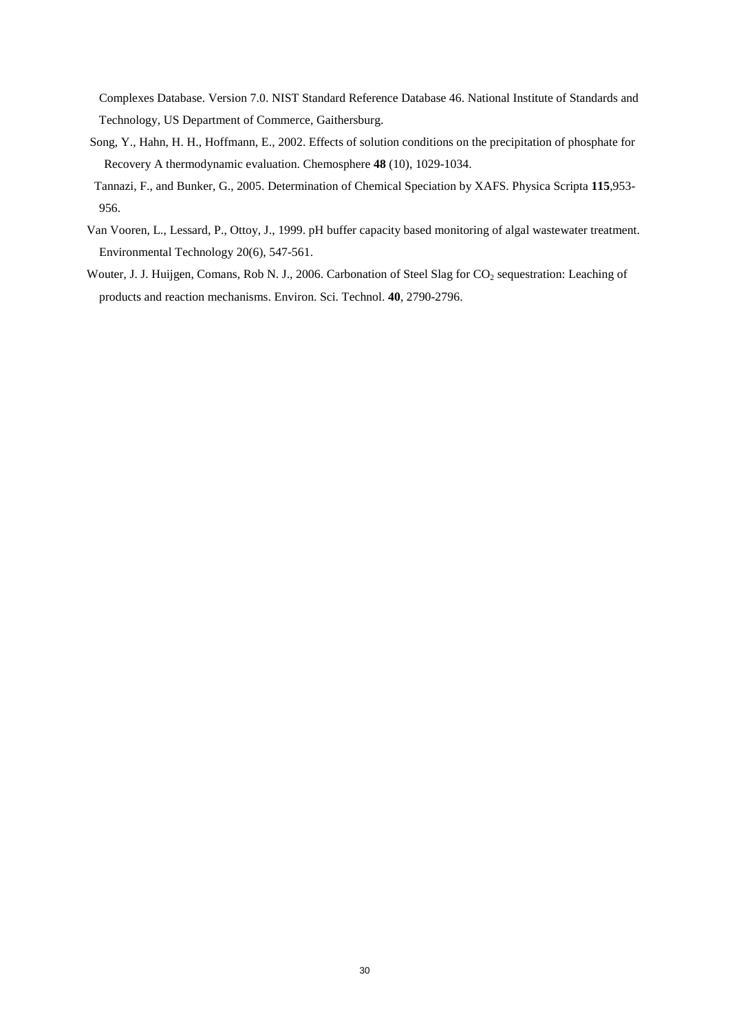Complexes Database. Version 7.0. NIST Standard Reference Database 46. National Institute of Standards and Technology, US Department of Commerce, Gaithersburg.

Song, Y., Hahn, H. H., Hoffmann, E., 2002. Effects of solution conditions on the precipitation of phosphate for Recovery A thermodynamic evaluation. Chemosphere **48** (10), 1029-1034.

Tannazi, F., and Bunker, G., 2005. Determination of Chemical Speciation by XAFS. Physica Scripta **115**,953-956.

Van Vooren, L., Lessard, P., Ottoy, J., 1999. pH buffer capacity based monitoring of algal wastewater treatment. Environmental Technology 20(6), 547-561.

Wouter, J. J. Huijgen, Comans, Rob N. J., 2006. Carbonation of Steel Slag for $CO_2$ sequestration: Leaching of products and reaction mechanisms. Environ. Sci. Technol. **40**, 2790-2796.